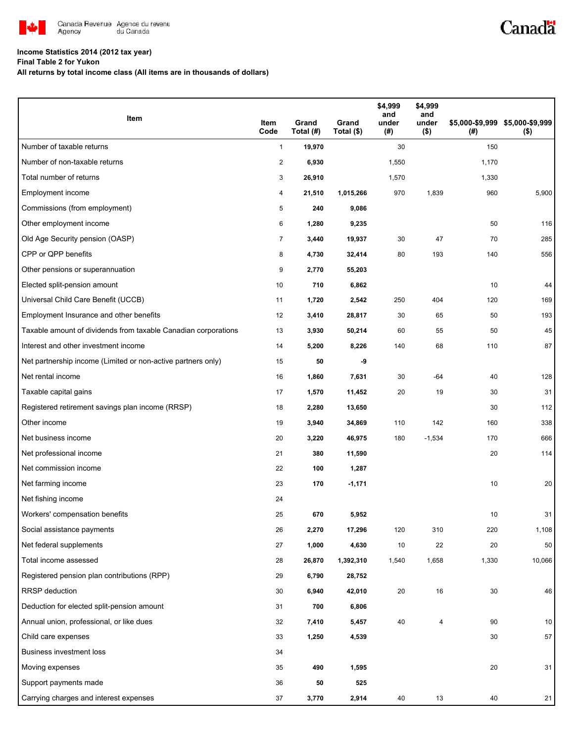Canada Revenue Agency / Agence du revenu du Canada

**Income Statistics 2014 (2012 tax year)**
**Final Table 2 for Yukon**
**All returns by total income class (All items are in thousands of dollars)**

| Item | Item Code | Grand Total (#) | Grand Total ($) | $4,999 and under (#) | $4,999 and under ($) | $5,000-$9,999 (#) | $5,000-$9,999 ($) |
|---|---|---|---|---|---|---|---|
| Number of taxable returns | 1 | 19,970 | | 30 | | 150 | |
| Number of non-taxable returns | 2 | 6,930 | | 1,550 | | 1,170 | |
| Total number of returns | 3 | 26,910 | | 1,570 | | 1,330 | |
| Employment income | 4 | 21,510 | 1,015,266 | 970 | 1,839 | 960 | 5,900 |
| Commissions (from employment) | 5 | 240 | 9,086 | | | | |
| Other employment income | 6 | 1,280 | 9,235 | | | 50 | 116 |
| Old Age Security pension (OASP) | 7 | 3,440 | 19,937 | 30 | 47 | 70 | 285 |
| CPP or QPP benefits | 8 | 4,730 | 32,414 | 80 | 193 | 140 | 556 |
| Other pensions or superannuation | 9 | 2,770 | 55,203 | | | | |
| Elected split-pension amount | 10 | 710 | 6,862 | | | 10 | 44 |
| Universal Child Care Benefit (UCCB) | 11 | 1,720 | 2,542 | 250 | 404 | 120 | 169 |
| Employment Insurance and other benefits | 12 | 3,410 | 28,817 | 30 | 65 | 50 | 193 |
| Taxable amount of dividends from taxable Canadian corporations | 13 | 3,930 | 50,214 | 60 | 55 | 50 | 45 |
| Interest and other investment income | 14 | 5,200 | 8,226 | 140 | 68 | 110 | 87 |
| Net partnership income (Limited or non-active partners only) | 15 | 50 | -9 | | | | |
| Net rental income | 16 | 1,860 | 7,631 | 30 | -64 | 40 | 128 |
| Taxable capital gains | 17 | 1,570 | 11,452 | 20 | 19 | 30 | 31 |
| Registered retirement savings plan income (RRSP) | 18 | 2,280 | 13,650 | | | 30 | 112 |
| Other income | 19 | 3,940 | 34,869 | 110 | 142 | 160 | 338 |
| Net business income | 20 | 3,220 | 46,975 | 180 | -1,534 | 170 | 666 |
| Net professional income | 21 | 380 | 11,590 | | | 20 | 114 |
| Net commission income | 22 | 100 | 1,287 | | | | |
| Net farming income | 23 | 170 | -1,171 | | | 10 | 20 |
| Net fishing income | 24 | | | | | | |
| Workers' compensation benefits | 25 | 670 | 5,952 | | | 10 | 31 |
| Social assistance payments | 26 | 2,270 | 17,296 | 120 | 310 | 220 | 1,108 |
| Net federal supplements | 27 | 1,000 | 4,630 | 10 | 22 | 20 | 50 |
| Total income assessed | 28 | 26,870 | 1,392,310 | 1,540 | 1,658 | 1,330 | 10,066 |
| Registered pension plan contributions (RPP) | 29 | 6,790 | 28,752 | | | | |
| RRSP deduction | 30 | 6,940 | 42,010 | 20 | 16 | 30 | 46 |
| Deduction for elected split-pension amount | 31 | 700 | 6,806 | | | | |
| Annual union, professional, or like dues | 32 | 7,410 | 5,457 | 40 | 4 | 90 | 10 |
| Child care expenses | 33 | 1,250 | 4,539 | | | 30 | 57 |
| Business investment loss | 34 | | | | | | |
| Moving expenses | 35 | 490 | 1,595 | | | 20 | 31 |
| Support payments made | 36 | 50 | 525 | | | | |
| Carrying charges and interest expenses | 37 | 3,770 | 2,914 | 40 | 13 | 40 | 21 |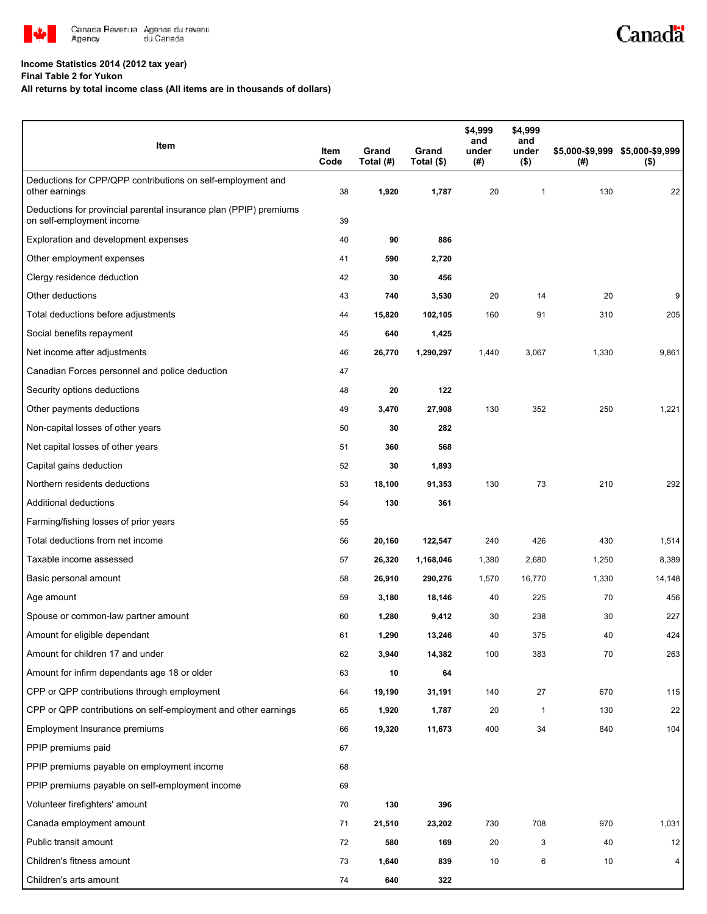**Income Statistics 2014 (2012 tax year)**
**Final Table 2 for Yukon**
**All returns by total income class (All items are in thousands of dollars)**

| Item | Item Code | Grand Total (#) | Grand Total ($) | $4,999 and under (#) | $4,999 and under ($) | $5,000-$9,999 (#) | $5,000-$9,999 ($) |
|---|---|---|---|---|---|---|---|
| Deductions for CPP/QPP contributions on self-employment and other earnings | 38 | **1,920** | **1,787** | 20 | 1 | 130 | 22 |
| Deductions for provincial parental insurance plan (PPIP) premiums on self-employment income | 39 | | | | | | |
| Exploration and development expenses | 40 | **90** | **886** | | | | |
| Other employment expenses | 41 | **590** | **2,720** | | | | |
| Clergy residence deduction | 42 | **30** | **456** | | | | |
| Other deductions | 43 | **740** | **3,530** | 20 | 14 | 20 | 9 |
| Total deductions before adjustments | 44 | **15,820** | **102,105** | 160 | 91 | 310 | 205 |
| Social benefits repayment | 45 | **640** | **1,425** | | | | |
| Net income after adjustments | 46 | **26,770** | **1,290,297** | 1,440 | 3,067 | 1,330 | 9,861 |
| Canadian Forces personnel and police deduction | 47 | | | | | | |
| Security options deductions | 48 | **20** | **122** | | | | |
| Other payments deductions | 49 | **3,470** | **27,908** | 130 | 352 | 250 | 1,221 |
| Non-capital losses of other years | 50 | **30** | **282** | | | | |
| Net capital losses of other years | 51 | **360** | **568** | | | | |
| Capital gains deduction | 52 | **30** | **1,893** | | | | |
| Northern residents deductions | 53 | **18,100** | **91,353** | 130 | 73 | 210 | 292 |
| Additional deductions | 54 | **130** | **361** | | | | |
| Farming/fishing losses of prior years | 55 | | | | | | |
| Total deductions from net income | 56 | **20,160** | **122,547** | 240 | 426 | 430 | 1,514 |
| Taxable income assessed | 57 | **26,320** | **1,168,046** | 1,380 | 2,680 | 1,250 | 8,389 |
| Basic personal amount | 58 | **26,910** | **290,276** | 1,570 | 16,770 | 1,330 | 14,148 |
| Age amount | 59 | **3,180** | **18,146** | 40 | 225 | 70 | 456 |
| Spouse or common-law partner amount | 60 | **1,280** | **9,412** | 30 | 238 | 30 | 227 |
| Amount for eligible dependant | 61 | **1,290** | **13,246** | 40 | 375 | 40 | 424 |
| Amount for children 17 and under | 62 | **3,940** | **14,382** | 100 | 383 | 70 | 263 |
| Amount for infirm dependants age 18 or older | 63 | **10** | **64** | | | | |
| CPP or QPP contributions through employment | 64 | **19,190** | **31,191** | 140 | 27 | 670 | 115 |
| CPP or QPP contributions on self-employment and other earnings | 65 | **1,920** | **1,787** | 20 | 1 | 130 | 22 |
| Employment Insurance premiums | 66 | **19,320** | **11,673** | 400 | 34 | 840 | 104 |
| PPIP premiums paid | 67 | | | | | | |
| PPIP premiums payable on employment income | 68 | | | | | | |
| PPIP premiums payable on self-employment income | 69 | | | | | | |
| Volunteer firefighters' amount | 70 | **130** | **396** | | | | |
| Canada employment amount | 71 | **21,510** | **23,202** | 730 | 708 | 970 | 1,031 |
| Public transit amount | 72 | **580** | **169** | 20 | 3 | 40 | 12 |
| Children's fitness amount | 73 | **1,640** | **839** | 10 | 6 | 10 | 4 |
| Children's arts amount | 74 | **640** | **322** | | | | |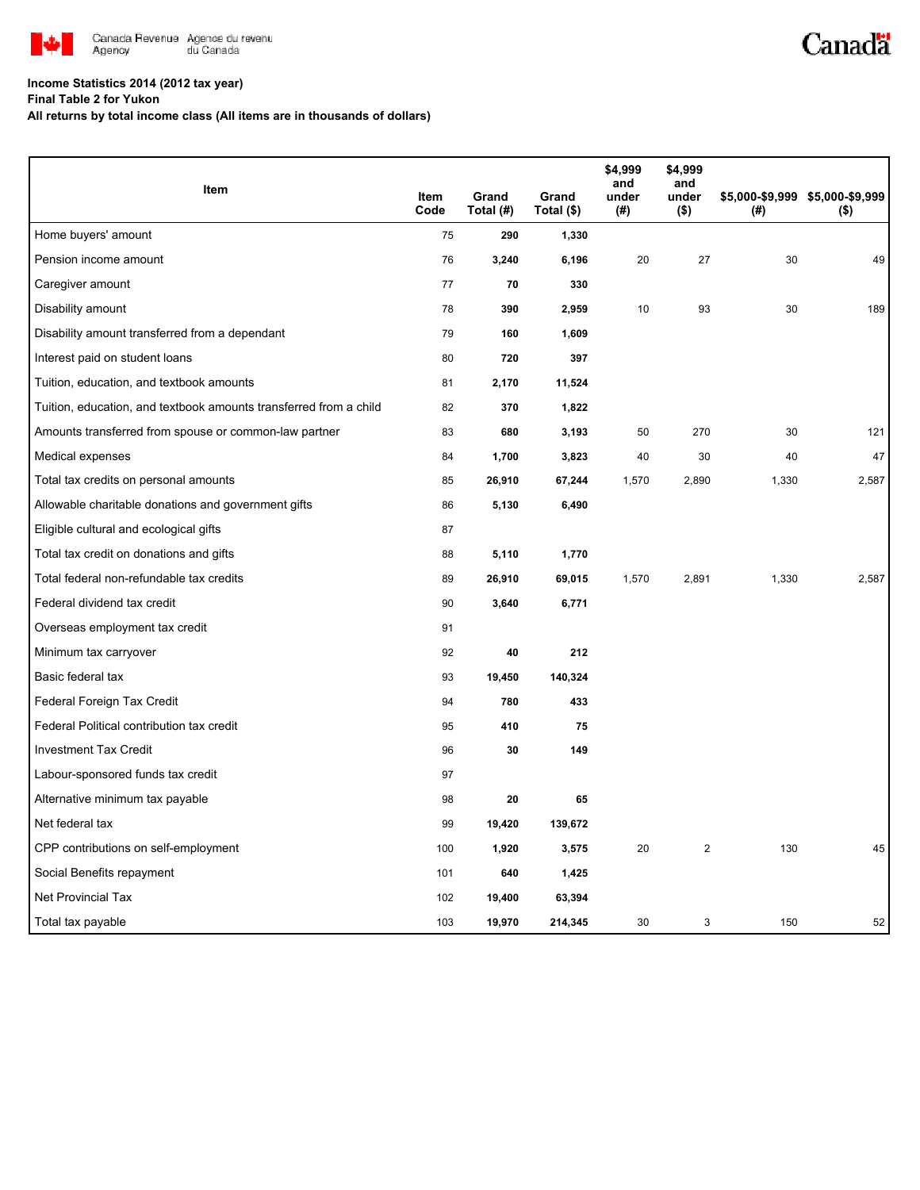**Income Statistics 2014 (2012 tax year)**

**Final Table 2 for Yukon**

**All returns by total income class (All items are in thousands of dollars)**

| Item | Item Code | Grand Total (#) | Grand Total ($) | $4,999 and under (#) | $4,999 and under ($) | $5,000-$9,999 (#) | $5,000-$9,999 ($) |
|---|---|---|---|---|---|---|---|
| Home buyers' amount | 75 | **290** | **1,330** | | | | |
| Pension income amount | 76 | **3,240** | **6,196** | 20 | 27 | 30 | 49 |
| Caregiver amount | 77 | **70** | **330** | | | | |
| Disability amount | 78 | **390** | **2,959** | 10 | 93 | 30 | 189 |
| Disability amount transferred from a dependant | 79 | **160** | **1,609** | | | | |
| Interest paid on student loans | 80 | **720** | **397** | | | | |
| Tuition, education, and textbook amounts | 81 | **2,170** | **11,524** | | | | |
| Tuition, education, and textbook amounts transferred from a child | 82 | **370** | **1,822** | | | | |
| Amounts transferred from spouse or common-law partner | 83 | **680** | **3,193** | 50 | 270 | 30 | 121 |
| Medical expenses | 84 | **1,700** | **3,823** | 40 | 30 | 40 | 47 |
| Total tax credits on personal amounts | 85 | **26,910** | **67,244** | 1,570 | 2,890 | 1,330 | 2,587 |
| Allowable charitable donations and government gifts | 86 | **5,130** | **6,490** | | | | |
| Eligible cultural and ecological gifts | 87 | | | | | | |
| Total tax credit on donations and gifts | 88 | **5,110** | **1,770** | | | | |
| Total federal non-refundable tax credits | 89 | **26,910** | **69,015** | 1,570 | 2,891 | 1,330 | 2,587 |
| Federal dividend tax credit | 90 | **3,640** | **6,771** | | | | |
| Overseas employment tax credit | 91 | | | | | | |
| Minimum tax carryover | 92 | **40** | **212** | | | | |
| Basic federal tax | 93 | **19,450** | **140,324** | | | | |
| Federal Foreign Tax Credit | 94 | **780** | **433** | | | | |
| Federal Political contribution tax credit | 95 | **410** | **75** | | | | |
| Investment Tax Credit | 96 | **30** | **149** | | | | |
| Labour-sponsored funds tax credit | 97 | | | | | | |
| Alternative minimum tax payable | 98 | **20** | **65** | | | | |
| Net federal tax | 99 | **19,420** | **139,672** | | | | |
| CPP contributions on self-employment | 100 | **1,920** | **3,575** | 20 | 2 | 130 | 45 |
| Social Benefits repayment | 101 | **640** | **1,425** | | | | |
| Net Provincial Tax | 102 | **19,400** | **63,394** | | | | |
| Total tax payable | 103 | **19,970** | **214,345** | 30 | 3 | 150 | 52 |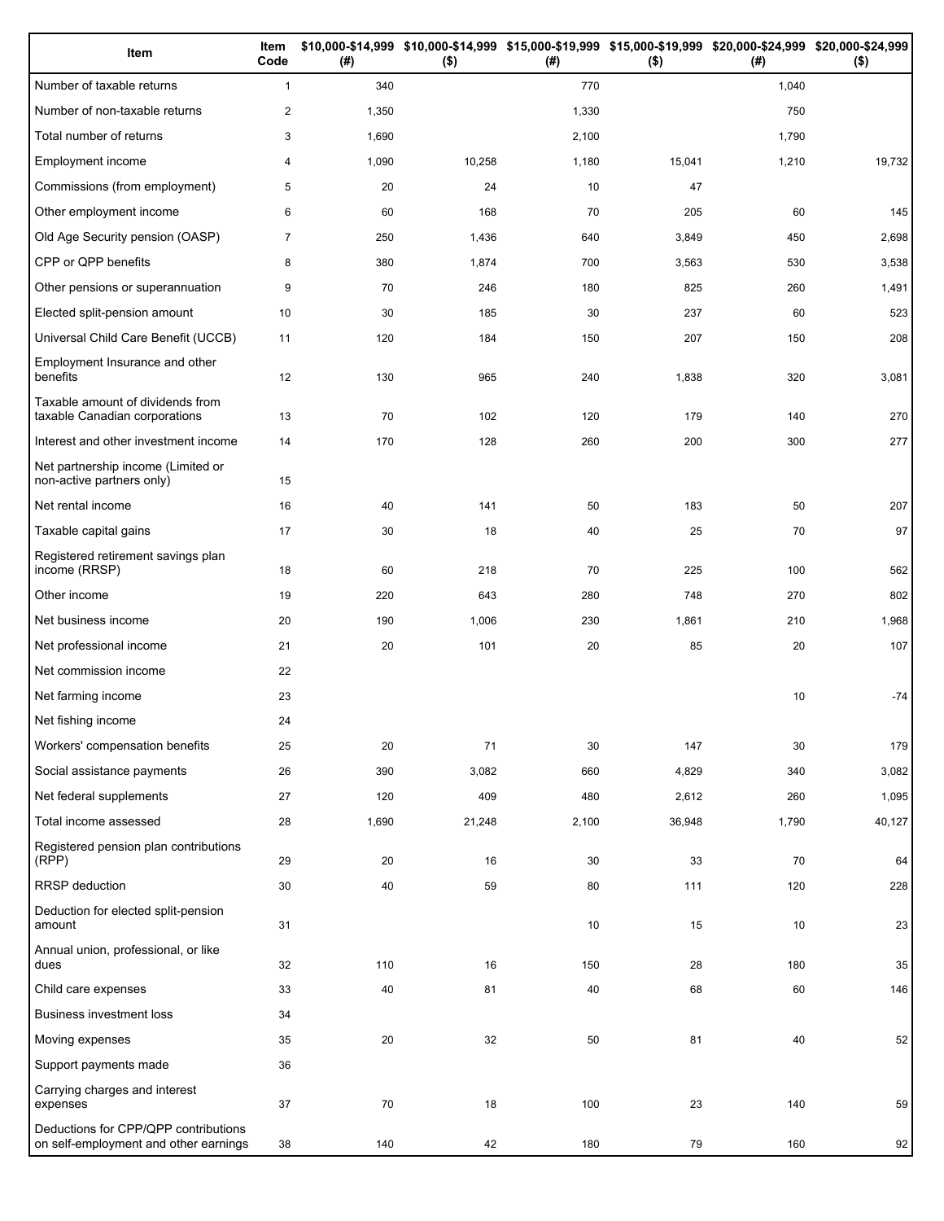| Item | Item Code | $10,000-$14,999 (#) | $10,000-$14,999 ($) | $15,000-$19,999 (#) | $15,000-$19,999 ($) | $20,000-$24,999 (#) | $20,000-$24,999 ($) |
|---|---|---|---|---|---|---|---|
| Number of taxable returns | 1 | 340 | | 770 | | 1,040 | |
| Number of non-taxable returns | 2 | 1,350 | | 1,330 | | 750 | |
| Total number of returns | 3 | 1,690 | | 2,100 | | 1,790 | |
| Employment income | 4 | 1,090 | 10,258 | 1,180 | 15,041 | 1,210 | 19,732 |
| Commissions (from employment) | 5 | 20 | 24 | 10 | 47 | | |
| Other employment income | 6 | 60 | 168 | 70 | 205 | 60 | 145 |
| Old Age Security pension (OASP) | 7 | 250 | 1,436 | 640 | 3,849 | 450 | 2,698 |
| CPP or QPP benefits | 8 | 380 | 1,874 | 700 | 3,563 | 530 | 3,538 |
| Other pensions or superannuation | 9 | 70 | 246 | 180 | 825 | 260 | 1,491 |
| Elected split-pension amount | 10 | 30 | 185 | 30 | 237 | 60 | 523 |
| Universal Child Care Benefit (UCCB) | 11 | 120 | 184 | 150 | 207 | 150 | 208 |
| Employment Insurance and other benefits | 12 | 130 | 965 | 240 | 1,838 | 320 | 3,081 |
| Taxable amount of dividends from taxable Canadian corporations | 13 | 70 | 102 | 120 | 179 | 140 | 270 |
| Interest and other investment income | 14 | 170 | 128 | 260 | 200 | 300 | 277 |
| Net partnership income (Limited or non-active partners only) | 15 | | | | | | |
| Net rental income | 16 | 40 | 141 | 50 | 183 | 50 | 207 |
| Taxable capital gains | 17 | 30 | 18 | 40 | 25 | 70 | 97 |
| Registered retirement savings plan income (RRSP) | 18 | 60 | 218 | 70 | 225 | 100 | 562 |
| Other income | 19 | 220 | 643 | 280 | 748 | 270 | 802 |
| Net business income | 20 | 190 | 1,006 | 230 | 1,861 | 210 | 1,968 |
| Net professional income | 21 | 20 | 101 | 20 | 85 | 20 | 107 |
| Net commission income | 22 | | | | | | |
| Net farming income | 23 | | | | | 10 | -74 |
| Net fishing income | 24 | | | | | | |
| Workers' compensation benefits | 25 | 20 | 71 | 30 | 147 | 30 | 179 |
| Social assistance payments | 26 | 390 | 3,082 | 660 | 4,829 | 340 | 3,082 |
| Net federal supplements | 27 | 120 | 409 | 480 | 2,612 | 260 | 1,095 |
| Total income assessed | 28 | 1,690 | 21,248 | 2,100 | 36,948 | 1,790 | 40,127 |
| Registered pension plan contributions (RPP) | 29 | 20 | 16 | 30 | 33 | 70 | 64 |
| RRSP deduction | 30 | 40 | 59 | 80 | 111 | 120 | 228 |
| Deduction for elected split-pension amount | 31 | | | 10 | 15 | 10 | 23 |
| Annual union, professional, or like dues | 32 | 110 | 16 | 150 | 28 | 180 | 35 |
| Child care expenses | 33 | 40 | 81 | 40 | 68 | 60 | 146 |
| Business investment loss | 34 | | | | | | |
| Moving expenses | 35 | 20 | 32 | 50 | 81 | 40 | 52 |
| Support payments made | 36 | | | | | | |
| Carrying charges and interest expenses | 37 | 70 | 18 | 100 | 23 | 140 | 59 |
| Deductions for CPP/QPP contributions on self-employment and other earnings | 38 | 140 | 42 | 180 | 79 | 160 | 92 |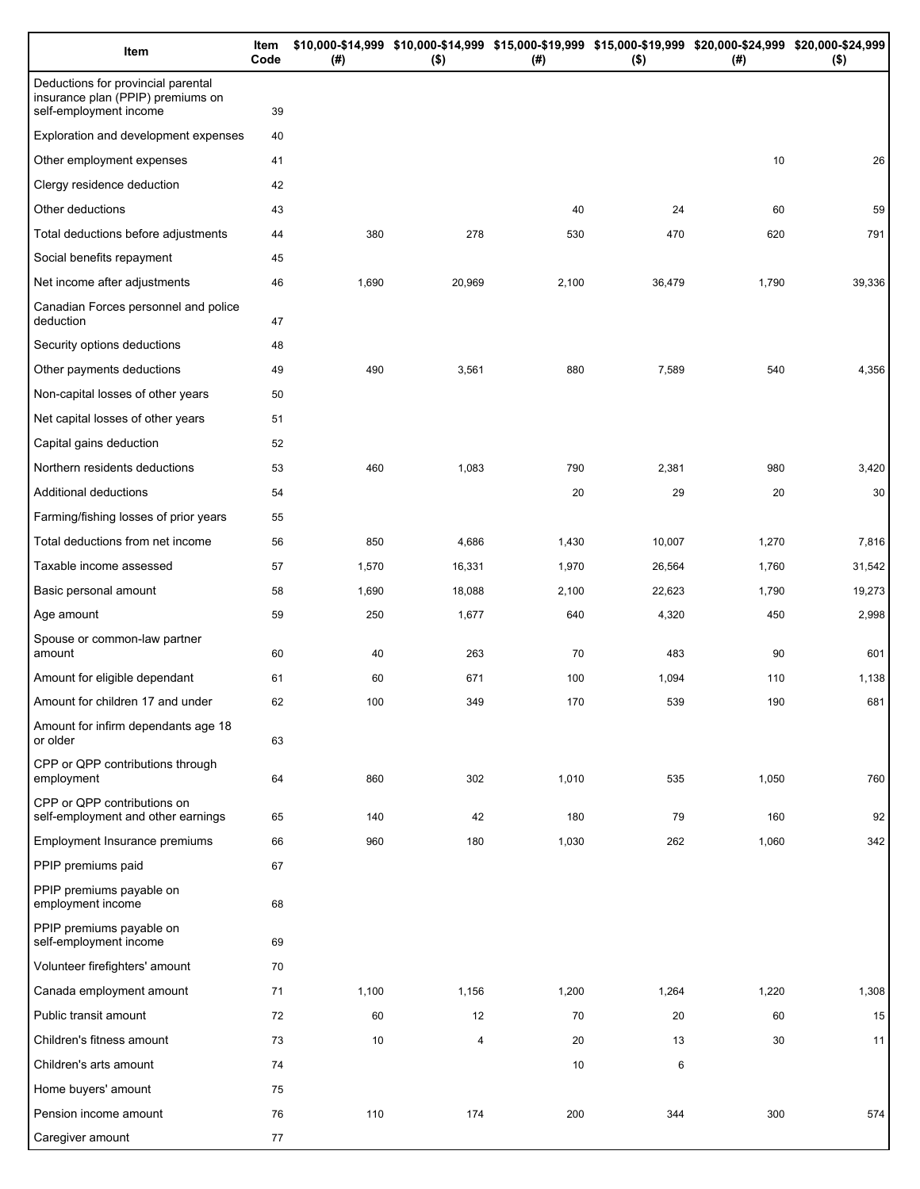| Item | Item Code | $10,000-$14,999 (#) | $10,000-$14,999 ($) | $15,000-$19,999 (#) | $15,000-$19,999 ($) | $20,000-$24,999 (#) | $20,000-$24,999 ($) |
|---|---|---|---|---|---|---|---|
| Deductions for provincial parental insurance plan (PPIP) premiums on self-employment income | 39 | | | | | | |
| Exploration and development expenses | 40 | | | | | | |
| Other employment expenses | 41 | | | | | 10 | 26 |
| Clergy residence deduction | 42 | | | | | | |
| Other deductions | 43 | | | 40 | 24 | 60 | 59 |
| Total deductions before adjustments | 44 | 380 | 278 | 530 | 470 | 620 | 791 |
| Social benefits repayment | 45 | | | | | | |
| Net income after adjustments | 46 | 1,690 | 20,969 | 2,100 | 36,479 | 1,790 | 39,336 |
| Canadian Forces personnel and police deduction | 47 | | | | | | |
| Security options deductions | 48 | | | | | | |
| Other payments deductions | 49 | 490 | 3,561 | 880 | 7,589 | 540 | 4,356 |
| Non-capital losses of other years | 50 | | | | | | |
| Net capital losses of other years | 51 | | | | | | |
| Capital gains deduction | 52 | | | | | | |
| Northern residents deductions | 53 | 460 | 1,083 | 790 | 2,381 | 980 | 3,420 |
| Additional deductions | 54 | | | 20 | 29 | 20 | 30 |
| Farming/fishing losses of prior years | 55 | | | | | | |
| Total deductions from net income | 56 | 850 | 4,686 | 1,430 | 10,007 | 1,270 | 7,816 |
| Taxable income assessed | 57 | 1,570 | 16,331 | 1,970 | 26,564 | 1,760 | 31,542 |
| Basic personal amount | 58 | 1,690 | 18,088 | 2,100 | 22,623 | 1,790 | 19,273 |
| Age amount | 59 | 250 | 1,677 | 640 | 4,320 | 450 | 2,998 |
| Spouse or common-law partner amount | 60 | 40 | 263 | 70 | 483 | 90 | 601 |
| Amount for eligible dependant | 61 | 60 | 671 | 100 | 1,094 | 110 | 1,138 |
| Amount for children 17 and under | 62 | 100 | 349 | 170 | 539 | 190 | 681 |
| Amount for infirm dependants age 18 or older | 63 | | | | | | |
| CPP or QPP contributions through employment | 64 | 860 | 302 | 1,010 | 535 | 1,050 | 760 |
| CPP or QPP contributions on self-employment and other earnings | 65 | 140 | 42 | 180 | 79 | 160 | 92 |
| Employment Insurance premiums | 66 | 960 | 180 | 1,030 | 262 | 1,060 | 342 |
| PPIP premiums paid | 67 | | | | | | |
| PPIP premiums payable on employment income | 68 | | | | | | |
| PPIP premiums payable on self-employment income | 69 | | | | | | |
| Volunteer firefighters' amount | 70 | | | | | | |
| Canada employment amount | 71 | 1,100 | 1,156 | 1,200 | 1,264 | 1,220 | 1,308 |
| Public transit amount | 72 | 60 | 12 | 70 | 20 | 60 | 15 |
| Children's fitness amount | 73 | 10 | 4 | 20 | 13 | 30 | 11 |
| Children's arts amount | 74 | | | 10 | 6 | | |
| Home buyers' amount | 75 | | | | | | |
| Pension income amount | 76 | 110 | 174 | 200 | 344 | 300 | 574 |
| Caregiver amount | 77 | | | | | | |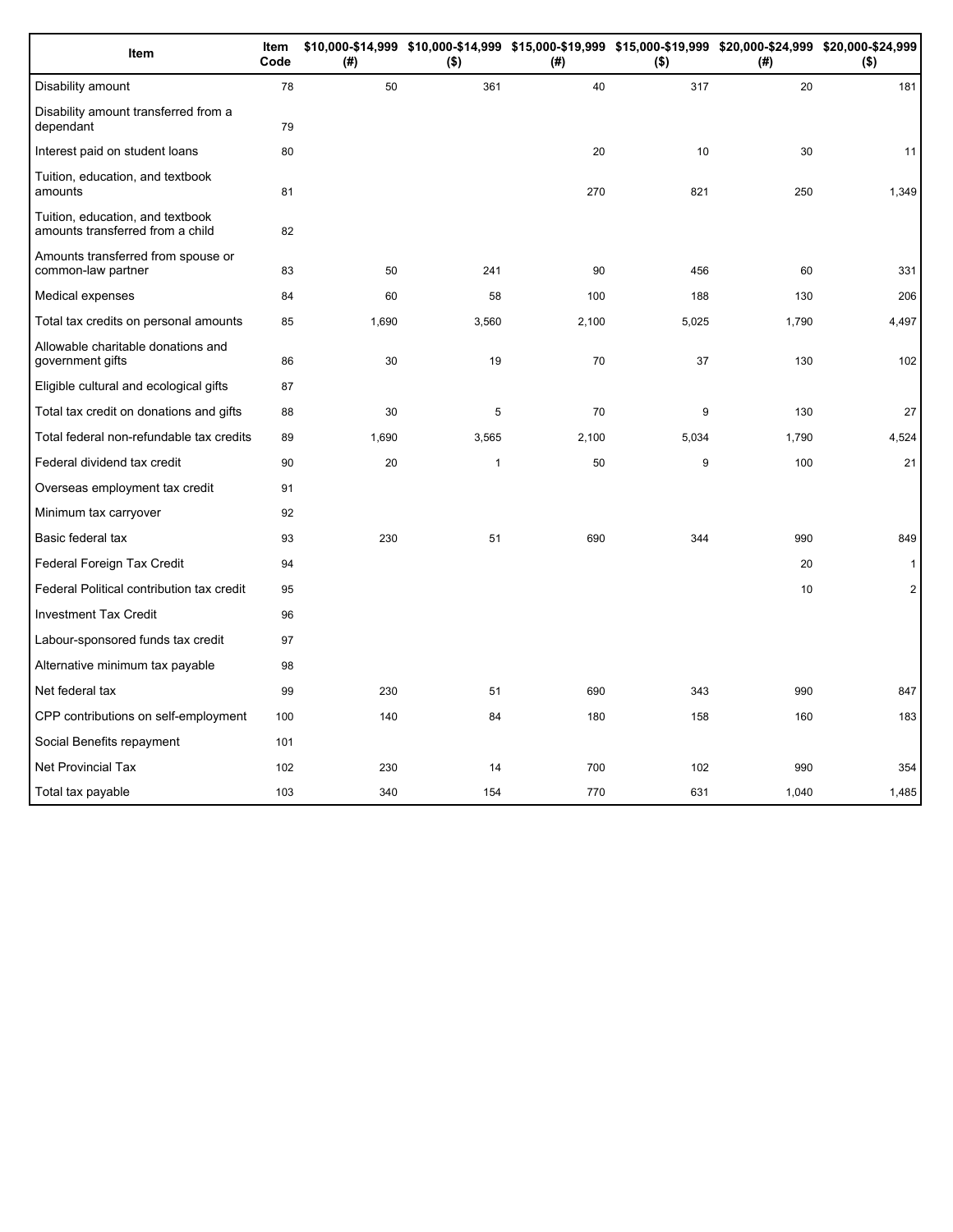| Item | Item Code | $10,000-$14,999 (#) | $10,000-$14,999 ($) | $15,000-$19,999 (#) | $15,000-$19,999 ($) | $20,000-$24,999 (#) | $20,000-$24,999 ($) |
|---|---|---|---|---|---|---|---|
| Disability amount | 78 | 50 | 361 | 40 | 317 | 20 | 181 |
| Disability amount transferred from a dependant | 79 | | | | | | |
| Interest paid on student loans | 80 | | | 20 | 10 | 30 | 11 |
| Tuition, education, and textbook amounts | 81 | | | 270 | 821 | 250 | 1,349 |
| Tuition, education, and textbook amounts transferred from a child | 82 | | | | | | |
| Amounts transferred from spouse or common-law partner | 83 | 50 | 241 | 90 | 456 | 60 | 331 |
| Medical expenses | 84 | 60 | 58 | 100 | 188 | 130 | 206 |
| Total tax credits on personal amounts | 85 | 1,690 | 3,560 | 2,100 | 5,025 | 1,790 | 4,497 |
| Allowable charitable donations and government gifts | 86 | 30 | 19 | 70 | 37 | 130 | 102 |
| Eligible cultural and ecological gifts | 87 | | | | | | |
| Total tax credit on donations and gifts | 88 | 30 | 5 | 70 | 9 | 130 | 27 |
| Total federal non-refundable tax credits | 89 | 1,690 | 3,565 | 2,100 | 5,034 | 1,790 | 4,524 |
| Federal dividend tax credit | 90 | 20 | 1 | 50 | 9 | 100 | 21 |
| Overseas employment tax credit | 91 | | | | | | |
| Minimum tax carryover | 92 | | | | | | |
| Basic federal tax | 93 | 230 | 51 | 690 | 344 | 990 | 849 |
| Federal Foreign Tax Credit | 94 | | | | | 20 | 1 |
| Federal Political contribution tax credit | 95 | | | | | 10 | 2 |
| Investment Tax Credit | 96 | | | | | | |
| Labour-sponsored funds tax credit | 97 | | | | | | |
| Alternative minimum tax payable | 98 | | | | | | |
| Net federal tax | 99 | 230 | 51 | 690 | 343 | 990 | 847 |
| CPP contributions on self-employment | 100 | 140 | 84 | 180 | 158 | 160 | 183 |
| Social Benefits repayment | 101 | | | | | | |
| Net Provincial Tax | 102 | 230 | 14 | 700 | 102 | 990 | 354 |
| Total tax payable | 103 | 340 | 154 | 770 | 631 | 1,040 | 1,485 |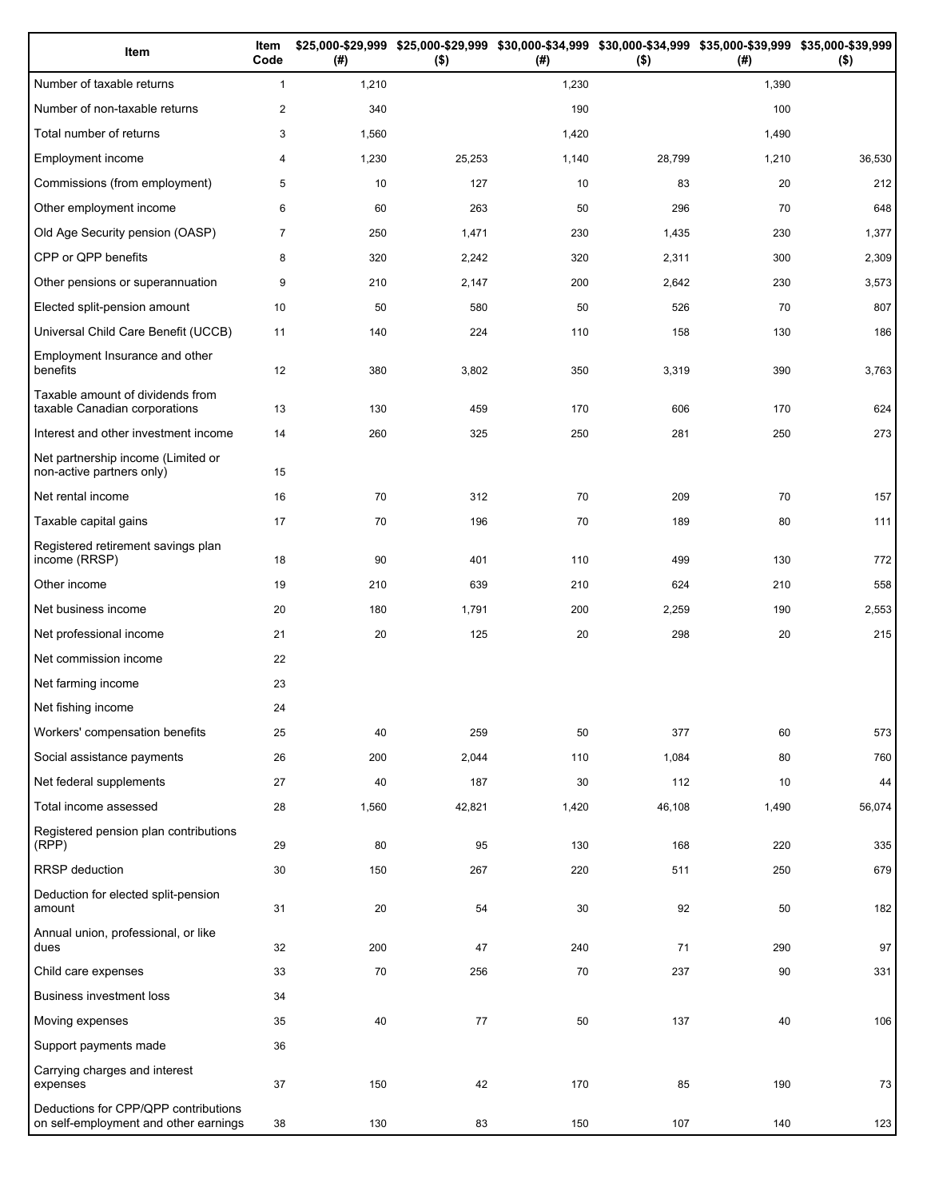| Item | Item Code | $25,000-$29,999 (#) | $25,000-$29,999 ($) | $30,000-$34,999 (#) | $30,000-$34,999 ($) | $35,000-$39,999 (#) | $35,000-$39,999 ($) |
|---|---|---|---|---|---|---|---|
| Number of taxable returns | 1 | 1,210 | | 1,230 | | 1,390 | |
| Number of non-taxable returns | 2 | 340 | | 190 | | 100 | |
| Total number of returns | 3 | 1,560 | | 1,420 | | 1,490 | |
| Employment income | 4 | 1,230 | 25,253 | 1,140 | 28,799 | 1,210 | 36,530 |
| Commissions (from employment) | 5 | 10 | 127 | 10 | 83 | 20 | 212 |
| Other employment income | 6 | 60 | 263 | 50 | 296 | 70 | 648 |
| Old Age Security pension (OASP) | 7 | 250 | 1,471 | 230 | 1,435 | 230 | 1,377 |
| CPP or QPP benefits | 8 | 320 | 2,242 | 320 | 2,311 | 300 | 2,309 |
| Other pensions or superannuation | 9 | 210 | 2,147 | 200 | 2,642 | 230 | 3,573 |
| Elected split-pension amount | 10 | 50 | 580 | 50 | 526 | 70 | 807 |
| Universal Child Care Benefit (UCCB) | 11 | 140 | 224 | 110 | 158 | 130 | 186 |
| Employment Insurance and other benefits | 12 | 380 | 3,802 | 350 | 3,319 | 390 | 3,763 |
| Taxable amount of dividends from taxable Canadian corporations | 13 | 130 | 459 | 170 | 606 | 170 | 624 |
| Interest and other investment income | 14 | 260 | 325 | 250 | 281 | 250 | 273 |
| Net partnership income (Limited or non-active partners only) | 15 | | | | | | |
| Net rental income | 16 | 70 | 312 | 70 | 209 | 70 | 157 |
| Taxable capital gains | 17 | 70 | 196 | 70 | 189 | 80 | 111 |
| Registered retirement savings plan income (RRSP) | 18 | 90 | 401 | 110 | 499 | 130 | 772 |
| Other income | 19 | 210 | 639 | 210 | 624 | 210 | 558 |
| Net business income | 20 | 180 | 1,791 | 200 | 2,259 | 190 | 2,553 |
| Net professional income | 21 | 20 | 125 | 20 | 298 | 20 | 215 |
| Net commission income | 22 | | | | | | |
| Net farming income | 23 | | | | | | |
| Net fishing income | 24 | | | | | | |
| Workers' compensation benefits | 25 | 40 | 259 | 50 | 377 | 60 | 573 |
| Social assistance payments | 26 | 200 | 2,044 | 110 | 1,084 | 80 | 760 |
| Net federal supplements | 27 | 40 | 187 | 30 | 112 | 10 | 44 |
| Total income assessed | 28 | 1,560 | 42,821 | 1,420 | 46,108 | 1,490 | 56,074 |
| Registered pension plan contributions (RPP) | 29 | 80 | 95 | 130 | 168 | 220 | 335 |
| RRSP deduction | 30 | 150 | 267 | 220 | 511 | 250 | 679 |
| Deduction for elected split-pension amount | 31 | 20 | 54 | 30 | 92 | 50 | 182 |
| Annual union, professional, or like dues | 32 | 200 | 47 | 240 | 71 | 290 | 97 |
| Child care expenses | 33 | 70 | 256 | 70 | 237 | 90 | 331 |
| Business investment loss | 34 | | | | | | |
| Moving expenses | 35 | 40 | 77 | 50 | 137 | 40 | 106 |
| Support payments made | 36 | | | | | | |
| Carrying charges and interest expenses | 37 | 150 | 42 | 170 | 85 | 190 | 73 |
| Deductions for CPP/QPP contributions on self-employment and other earnings | 38 | 130 | 83 | 150 | 107 | 140 | 123 |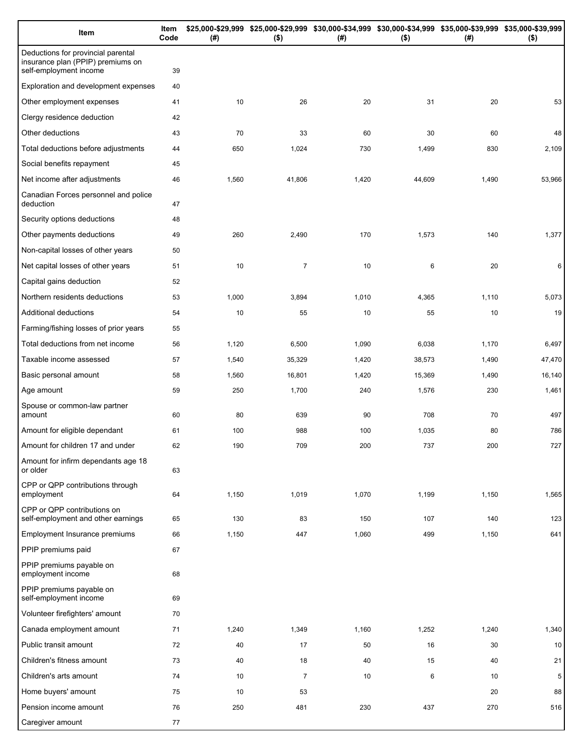| Item | Item Code | $25,000-$29,999 (#) | $25,000-$29,999 ($) | $30,000-$34,999 (#) | $30,000-$34,999 ($) | $35,000-$39,999 (#) | $35,000-$39,999 ($) |
|---|---|---|---|---|---|---|---|
| Deductions for provincial parental insurance plan (PPIP) premiums on self-employment income | 39 | | | | | | |
| Exploration and development expenses | 40 | | | | | | |
| Other employment expenses | 41 | 10 | 26 | 20 | 31 | 20 | 53 |
| Clergy residence deduction | 42 | | | | | | |
| Other deductions | 43 | 70 | 33 | 60 | 30 | 60 | 48 |
| Total deductions before adjustments | 44 | 650 | 1,024 | 730 | 1,499 | 830 | 2,109 |
| Social benefits repayment | 45 | | | | | | |
| Net income after adjustments | 46 | 1,560 | 41,806 | 1,420 | 44,609 | 1,490 | 53,966 |
| Canadian Forces personnel and police deduction | 47 | | | | | | |
| Security options deductions | 48 | | | | | | |
| Other payments deductions | 49 | 260 | 2,490 | 170 | 1,573 | 140 | 1,377 |
| Non-capital losses of other years | 50 | | | | | | |
| Net capital losses of other years | 51 | 10 | 7 | 10 | 6 | 20 | 6 |
| Capital gains deduction | 52 | | | | | | |
| Northern residents deductions | 53 | 1,000 | 3,894 | 1,010 | 4,365 | 1,110 | 5,073 |
| Additional deductions | 54 | 10 | 55 | 10 | 55 | 10 | 19 |
| Farming/fishing losses of prior years | 55 | | | | | | |
| Total deductions from net income | 56 | 1,120 | 6,500 | 1,090 | 6,038 | 1,170 | 6,497 |
| Taxable income assessed | 57 | 1,540 | 35,329 | 1,420 | 38,573 | 1,490 | 47,470 |
| Basic personal amount | 58 | 1,560 | 16,801 | 1,420 | 15,369 | 1,490 | 16,140 |
| Age amount | 59 | 250 | 1,700 | 240 | 1,576 | 230 | 1,461 |
| Spouse or common-law partner amount | 60 | 80 | 639 | 90 | 708 | 70 | 497 |
| Amount for eligible dependant | 61 | 100 | 988 | 100 | 1,035 | 80 | 786 |
| Amount for children 17 and under | 62 | 190 | 709 | 200 | 737 | 200 | 727 |
| Amount for infirm dependants age 18 or older | 63 | | | | | | |
| CPP or QPP contributions through employment | 64 | 1,150 | 1,019 | 1,070 | 1,199 | 1,150 | 1,565 |
| CPP or QPP contributions on self-employment and other earnings | 65 | 130 | 83 | 150 | 107 | 140 | 123 |
| Employment Insurance premiums | 66 | 1,150 | 447 | 1,060 | 499 | 1,150 | 641 |
| PPIP premiums paid | 67 | | | | | | |
| PPIP premiums payable on employment income | 68 | | | | | | |
| PPIP premiums payable on self-employment income | 69 | | | | | | |
| Volunteer firefighters' amount | 70 | | | | | | |
| Canada employment amount | 71 | 1,240 | 1,349 | 1,160 | 1,252 | 1,240 | 1,340 |
| Public transit amount | 72 | 40 | 17 | 50 | 16 | 30 | 10 |
| Children's fitness amount | 73 | 40 | 18 | 40 | 15 | 40 | 21 |
| Children's arts amount | 74 | 10 | 7 | 10 | 6 | 10 | 5 |
| Home buyers' amount | 75 | 10 | 53 | | | 20 | 88 |
| Pension income amount | 76 | 250 | 481 | 230 | 437 | 270 | 516 |
| Caregiver amount | 77 | | | | | | |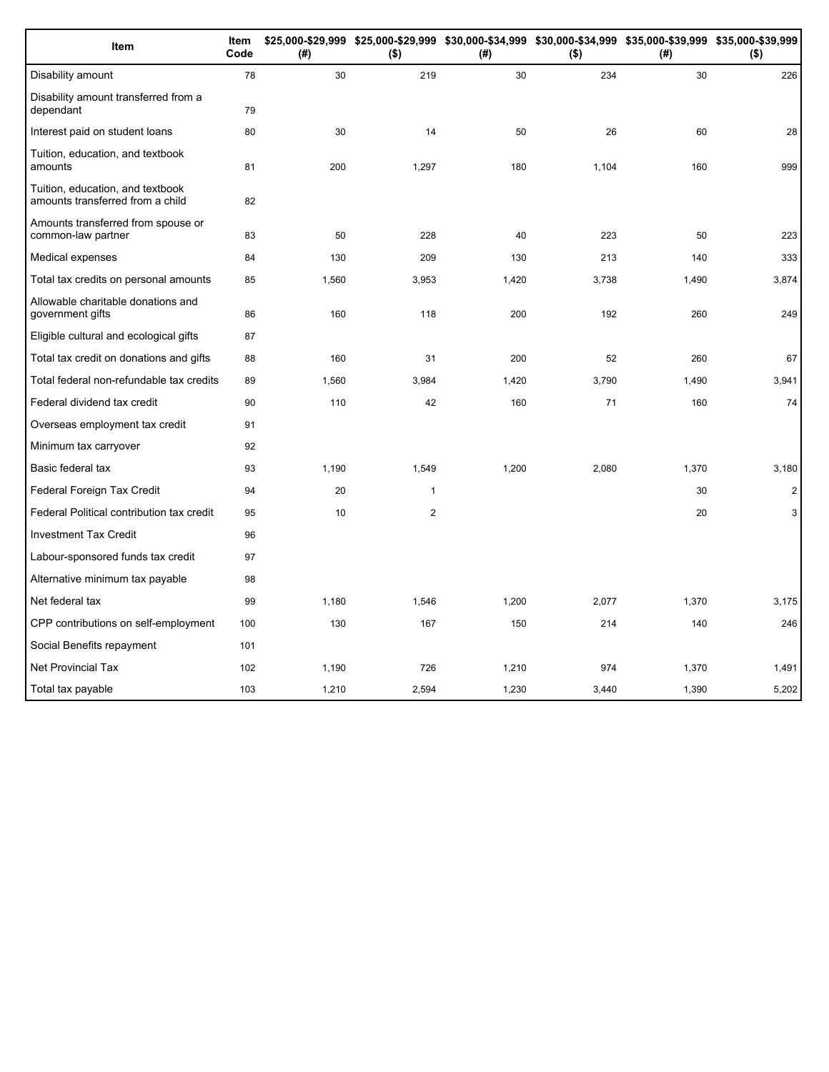| Item | Item Code | $25,000-$29,999 (#) | $25,000-$29,999 ($) | $30,000-$34,999 (#) | $30,000-$34,999 ($) | $35,000-$39,999 (#) | $35,000-$39,999 ($) |
|---|---|---|---|---|---|---|---|
| Disability amount | 78 | 30 | 219 | 30 | 234 | 30 | 226 |
| Disability amount transferred from a dependant | 79 | | | | | | |
| Interest paid on student loans | 80 | 30 | 14 | 50 | 26 | 60 | 28 |
| Tuition, education, and textbook amounts | 81 | 200 | 1,297 | 180 | 1,104 | 160 | 999 |
| Tuition, education, and textbook amounts transferred from a child | 82 | | | | | | |
| Amounts transferred from spouse or common-law partner | 83 | 50 | 228 | 40 | 223 | 50 | 223 |
| Medical expenses | 84 | 130 | 209 | 130 | 213 | 140 | 333 |
| Total tax credits on personal amounts | 85 | 1,560 | 3,953 | 1,420 | 3,738 | 1,490 | 3,874 |
| Allowable charitable donations and government gifts | 86 | 160 | 118 | 200 | 192 | 260 | 249 |
| Eligible cultural and ecological gifts | 87 | | | | | | |
| Total tax credit on donations and gifts | 88 | 160 | 31 | 200 | 52 | 260 | 67 |
| Total federal non-refundable tax credits | 89 | 1,560 | 3,984 | 1,420 | 3,790 | 1,490 | 3,941 |
| Federal dividend tax credit | 90 | 110 | 42 | 160 | 71 | 160 | 74 |
| Overseas employment tax credit | 91 | | | | | | |
| Minimum tax carryover | 92 | | | | | | |
| Basic federal tax | 93 | 1,190 | 1,549 | 1,200 | 2,080 | 1,370 | 3,180 |
| Federal Foreign Tax Credit | 94 | 20 | 1 | | | 30 | 2 |
| Federal Political contribution tax credit | 95 | 10 | 2 | | | 20 | 3 |
| Investment Tax Credit | 96 | | | | | | |
| Labour-sponsored funds tax credit | 97 | | | | | | |
| Alternative minimum tax payable | 98 | | | | | | |
| Net federal tax | 99 | 1,180 | 1,546 | 1,200 | 2,077 | 1,370 | 3,175 |
| CPP contributions on self-employment | 100 | 130 | 167 | 150 | 214 | 140 | 246 |
| Social Benefits repayment | 101 | | | | | | |
| Net Provincial Tax | 102 | 1,190 | 726 | 1,210 | 974 | 1,370 | 1,491 |
| Total tax payable | 103 | 1,210 | 2,594 | 1,230 | 3,440 | 1,390 | 5,202 |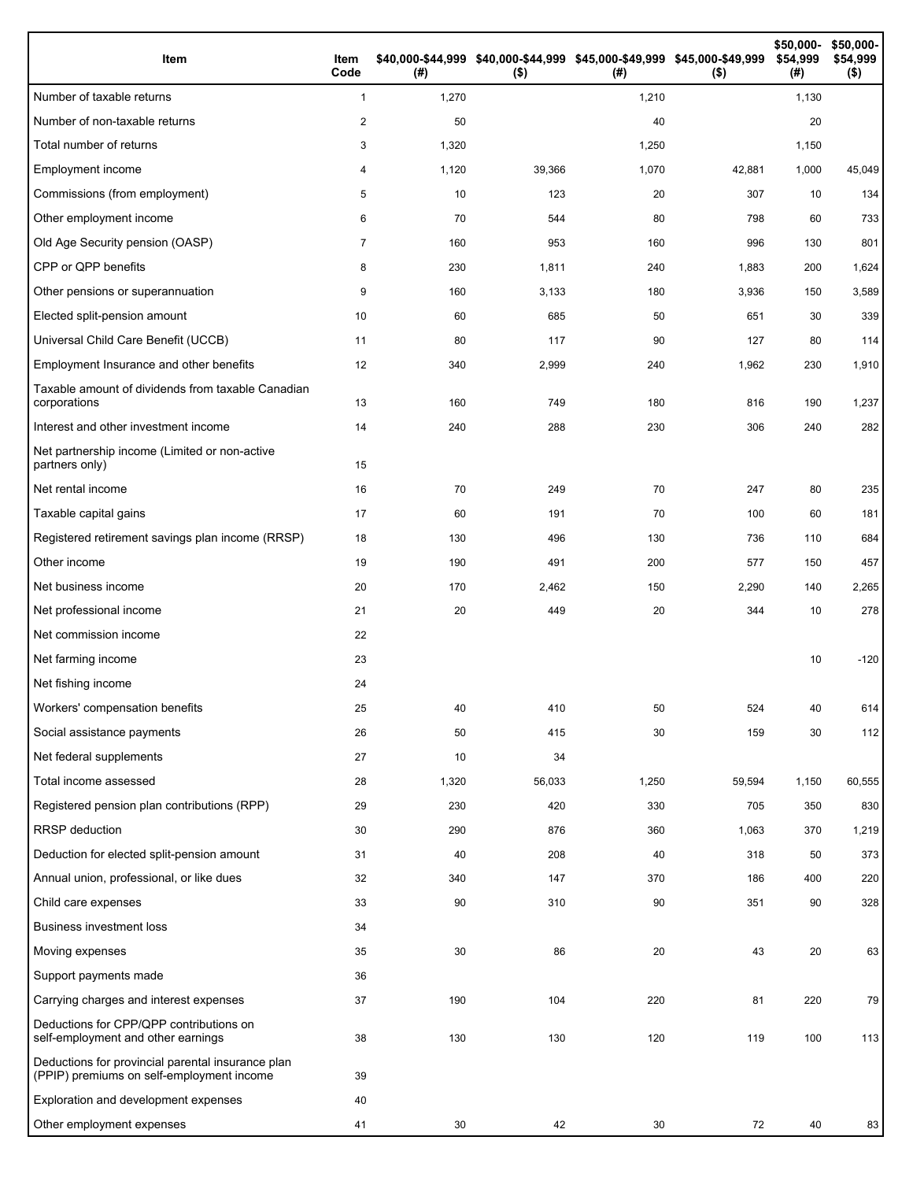| Item | Item Code | $40,000-$44,999 (#) | $40,000-$44,999 ($) | $45,000-$49,999 (#) | $45,000-$49,999 ($) | $50,000-$54,999 (#) | $50,000-$54,999 ($) |
|---|---|---|---|---|---|---|---|
| Number of taxable returns | 1 | 1,270 | | 1,210 | | 1,130 | |
| Number of non-taxable returns | 2 | 50 | | 40 | | 20 | |
| Total number of returns | 3 | 1,320 | | 1,250 | | 1,150 | |
| Employment income | 4 | 1,120 | 39,366 | 1,070 | 42,881 | 1,000 | 45,049 |
| Commissions (from employment) | 5 | 10 | 123 | 20 | 307 | 10 | 134 |
| Other employment income | 6 | 70 | 544 | 80 | 798 | 60 | 733 |
| Old Age Security pension (OASP) | 7 | 160 | 953 | 160 | 996 | 130 | 801 |
| CPP or QPP benefits | 8 | 230 | 1,811 | 240 | 1,883 | 200 | 1,624 |
| Other pensions or superannuation | 9 | 160 | 3,133 | 180 | 3,936 | 150 | 3,589 |
| Elected split-pension amount | 10 | 60 | 685 | 50 | 651 | 30 | 339 |
| Universal Child Care Benefit (UCCB) | 11 | 80 | 117 | 90 | 127 | 80 | 114 |
| Employment Insurance and other benefits | 12 | 340 | 2,999 | 240 | 1,962 | 230 | 1,910 |
| Taxable amount of dividends from taxable Canadian corporations | 13 | 160 | 749 | 180 | 816 | 190 | 1,237 |
| Interest and other investment income | 14 | 240 | 288 | 230 | 306 | 240 | 282 |
| Net partnership income (Limited or non-active partners only) | 15 | | | | | | |
| Net rental income | 16 | 70 | 249 | 70 | 247 | 80 | 235 |
| Taxable capital gains | 17 | 60 | 191 | 70 | 100 | 60 | 181 |
| Registered retirement savings plan income (RRSP) | 18 | 130 | 496 | 130 | 736 | 110 | 684 |
| Other income | 19 | 190 | 491 | 200 | 577 | 150 | 457 |
| Net business income | 20 | 170 | 2,462 | 150 | 2,290 | 140 | 2,265 |
| Net professional income | 21 | 20 | 449 | 20 | 344 | 10 | 278 |
| Net commission income | 22 | | | | | | |
| Net farming income | 23 | | | | | 10 | -120 |
| Net fishing income | 24 | | | | | | |
| Workers' compensation benefits | 25 | 40 | 410 | 50 | 524 | 40 | 614 |
| Social assistance payments | 26 | 50 | 415 | 30 | 159 | 30 | 112 |
| Net federal supplements | 27 | 10 | 34 | | | | |
| Total income assessed | 28 | 1,320 | 56,033 | 1,250 | 59,594 | 1,150 | 60,555 |
| Registered pension plan contributions (RPP) | 29 | 230 | 420 | 330 | 705 | 350 | 830 |
| RRSP deduction | 30 | 290 | 876 | 360 | 1,063 | 370 | 1,219 |
| Deduction for elected split-pension amount | 31 | 40 | 208 | 40 | 318 | 50 | 373 |
| Annual union, professional, or like dues | 32 | 340 | 147 | 370 | 186 | 400 | 220 |
| Child care expenses | 33 | 90 | 310 | 90 | 351 | 90 | 328 |
| Business investment loss | 34 | | | | | | |
| Moving expenses | 35 | 30 | 86 | 20 | 43 | 20 | 63 |
| Support payments made | 36 | | | | | | |
| Carrying charges and interest expenses | 37 | 190 | 104 | 220 | 81 | 220 | 79 |
| Deductions for CPP/QPP contributions on self-employment and other earnings | 38 | 130 | 130 | 120 | 119 | 100 | 113 |
| Deductions for provincial parental insurance plan (PPIP) premiums on self-employment income | 39 | | | | | | |
| Exploration and development expenses | 40 | | | | | | |
| Other employment expenses | 41 | 30 | 42 | 30 | 72 | 40 | 83 |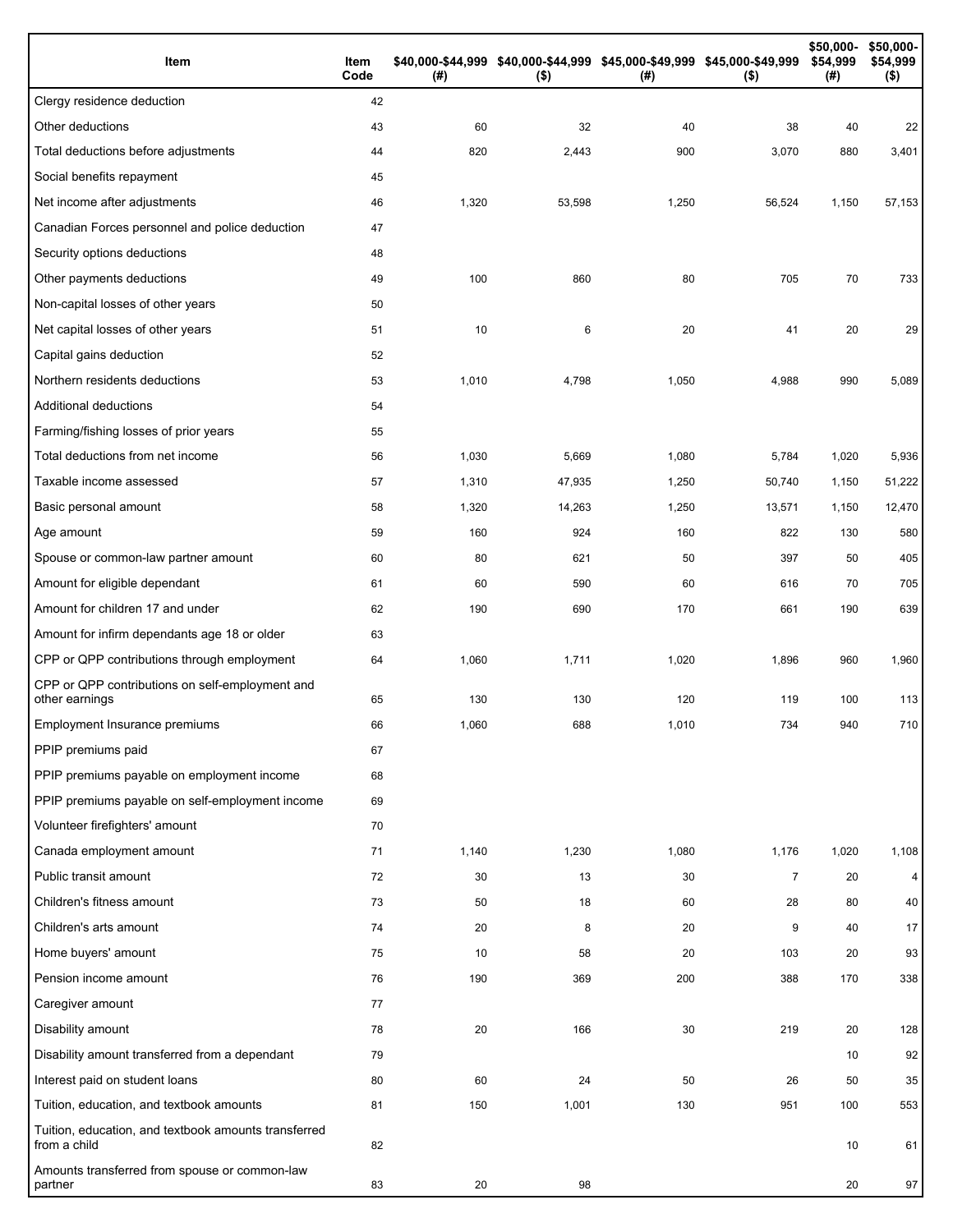| Item | Item Code | $40,000-$44,999 (#) | $40,000-$44,999 ($) | $45,000-$49,999 (#) | $45,000-$49,999 ($) | $50,000-$54,999 (#) | $50,000-$54,999 ($) |
|---|---|---|---|---|---|---|---|
| Clergy residence deduction | 42 | | | | | | |
| Other deductions | 43 | 60 | 32 | 40 | 38 | 40 | 22 |
| Total deductions before adjustments | 44 | 820 | 2,443 | 900 | 3,070 | 880 | 3,401 |
| Social benefits repayment | 45 | | | | | | |
| Net income after adjustments | 46 | 1,320 | 53,598 | 1,250 | 56,524 | 1,150 | 57,153 |
| Canadian Forces personnel and police deduction | 47 | | | | | | |
| Security options deductions | 48 | | | | | | |
| Other payments deductions | 49 | 100 | 860 | 80 | 705 | 70 | 733 |
| Non-capital losses of other years | 50 | | | | | | |
| Net capital losses of other years | 51 | 10 | 6 | 20 | 41 | 20 | 29 |
| Capital gains deduction | 52 | | | | | | |
| Northern residents deductions | 53 | 1,010 | 4,798 | 1,050 | 4,988 | 990 | 5,089 |
| Additional deductions | 54 | | | | | | |
| Farming/fishing losses of prior years | 55 | | | | | | |
| Total deductions from net income | 56 | 1,030 | 5,669 | 1,080 | 5,784 | 1,020 | 5,936 |
| Taxable income assessed | 57 | 1,310 | 47,935 | 1,250 | 50,740 | 1,150 | 51,222 |
| Basic personal amount | 58 | 1,320 | 14,263 | 1,250 | 13,571 | 1,150 | 12,470 |
| Age amount | 59 | 160 | 924 | 160 | 822 | 130 | 580 |
| Spouse or common-law partner amount | 60 | 80 | 621 | 50 | 397 | 50 | 405 |
| Amount for eligible dependant | 61 | 60 | 590 | 60 | 616 | 70 | 705 |
| Amount for children 17 and under | 62 | 190 | 690 | 170 | 661 | 190 | 639 |
| Amount for infirm dependants age 18 or older | 63 | | | | | | |
| CPP or QPP contributions through employment | 64 | 1,060 | 1,711 | 1,020 | 1,896 | 960 | 1,960 |
| CPP or QPP contributions on self-employment and other earnings | 65 | 130 | 130 | 120 | 119 | 100 | 113 |
| Employment Insurance premiums | 66 | 1,060 | 688 | 1,010 | 734 | 940 | 710 |
| PPIP premiums paid | 67 | | | | | | |
| PPIP premiums payable on employment income | 68 | | | | | | |
| PPIP premiums payable on self-employment income | 69 | | | | | | |
| Volunteer firefighters' amount | 70 | | | | | | |
| Canada employment amount | 71 | 1,140 | 1,230 | 1,080 | 1,176 | 1,020 | 1,108 |
| Public transit amount | 72 | 30 | 13 | 30 | 7 | 20 | 4 |
| Children's fitness amount | 73 | 50 | 18 | 60 | 28 | 80 | 40 |
| Children's arts amount | 74 | 20 | 8 | 20 | 9 | 40 | 17 |
| Home buyers' amount | 75 | 10 | 58 | 20 | 103 | 20 | 93 |
| Pension income amount | 76 | 190 | 369 | 200 | 388 | 170 | 338 |
| Caregiver amount | 77 | | | | | | |
| Disability amount | 78 | 20 | 166 | 30 | 219 | 20 | 128 |
| Disability amount transferred from a dependant | 79 | | | | | 10 | 92 |
| Interest paid on student loans | 80 | 60 | 24 | 50 | 26 | 50 | 35 |
| Tuition, education, and textbook amounts | 81 | 150 | 1,001 | 130 | 951 | 100 | 553 |
| Tuition, education, and textbook amounts transferred from a child | 82 | | | | | 10 | 61 |
| Amounts transferred from spouse or common-law partner | 83 | 20 | 98 | | | 20 | 97 |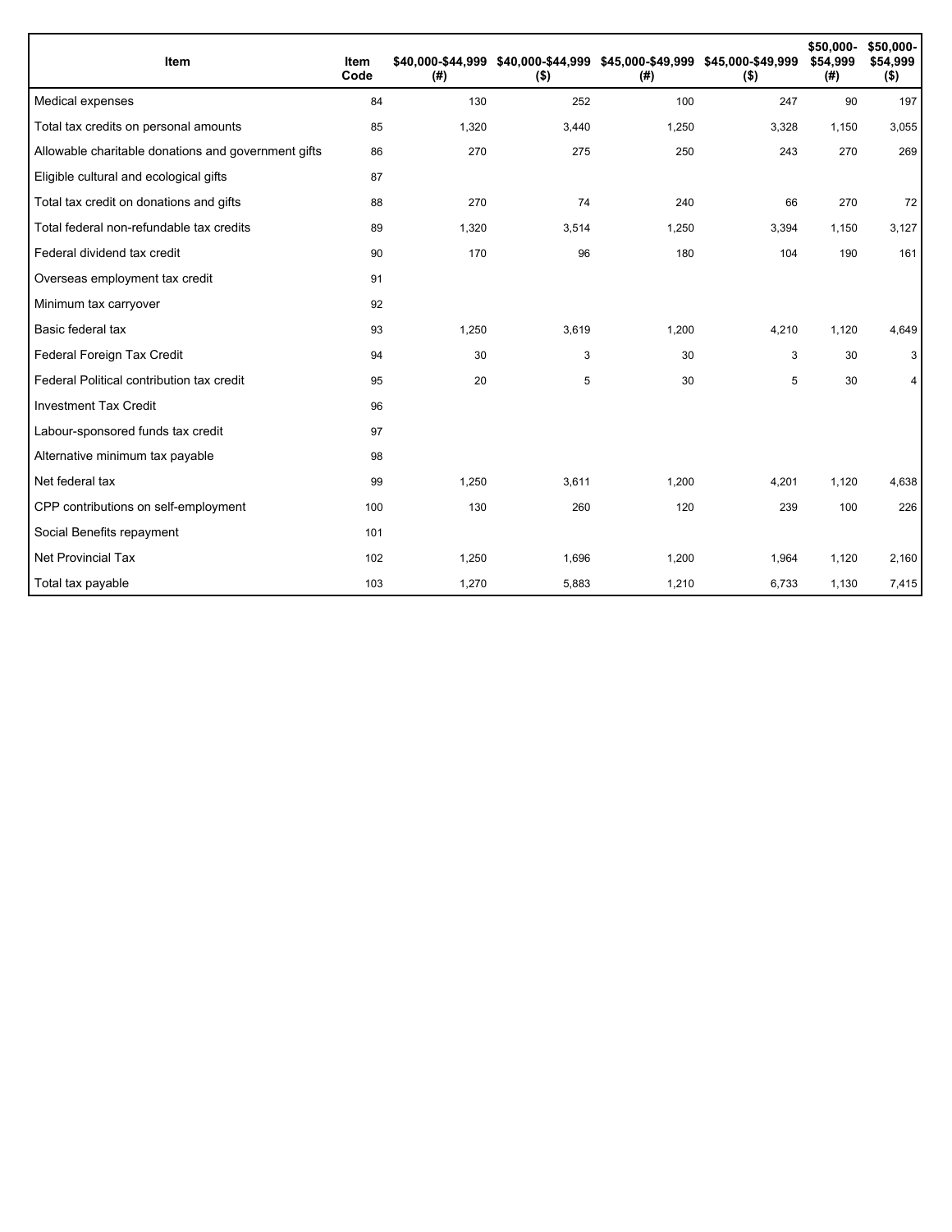| Item | Item Code | $40,000-$44,999 (#) | $40,000-$44,999 ($) | $45,000-$49,999 (#) | $45,000-$49,999 ($) | $50,000-$54,999 (#) | $50,000-$54,999 ($) |
|---|---|---|---|---|---|---|---|
| Medical expenses | 84 | 130 | 252 | 100 | 247 | 90 | 197 |
| Total tax credits on personal amounts | 85 | 1,320 | 3,440 | 1,250 | 3,328 | 1,150 | 3,055 |
| Allowable charitable donations and government gifts | 86 | 270 | 275 | 250 | 243 | 270 | 269 |
| Eligible cultural and ecological gifts | 87 | | | | | | |
| Total tax credit on donations and gifts | 88 | 270 | 74 | 240 | 66 | 270 | 72 |
| Total federal non-refundable tax credits | 89 | 1,320 | 3,514 | 1,250 | 3,394 | 1,150 | 3,127 |
| Federal dividend tax credit | 90 | 170 | 96 | 180 | 104 | 190 | 161 |
| Overseas employment tax credit | 91 | | | | | | |
| Minimum tax carryover | 92 | | | | | | |
| Basic federal tax | 93 | 1,250 | 3,619 | 1,200 | 4,210 | 1,120 | 4,649 |
| Federal Foreign Tax Credit | 94 | 30 | 3 | 30 | 3 | 30 | 3 |
| Federal Political contribution tax credit | 95 | 20 | 5 | 30 | 5 | 30 | 4 |
| Investment Tax Credit | 96 | | | | | | |
| Labour-sponsored funds tax credit | 97 | | | | | | |
| Alternative minimum tax payable | 98 | | | | | | |
| Net federal tax | 99 | 1,250 | 3,611 | 1,200 | 4,201 | 1,120 | 4,638 |
| CPP contributions on self-employment | 100 | 130 | 260 | 120 | 239 | 100 | 226 |
| Social Benefits repayment | 101 | | | | | | |
| Net Provincial Tax | 102 | 1,250 | 1,696 | 1,200 | 1,964 | 1,120 | 2,160 |
| Total tax payable | 103 | 1,270 | 5,883 | 1,210 | 6,733 | 1,130 | 7,415 |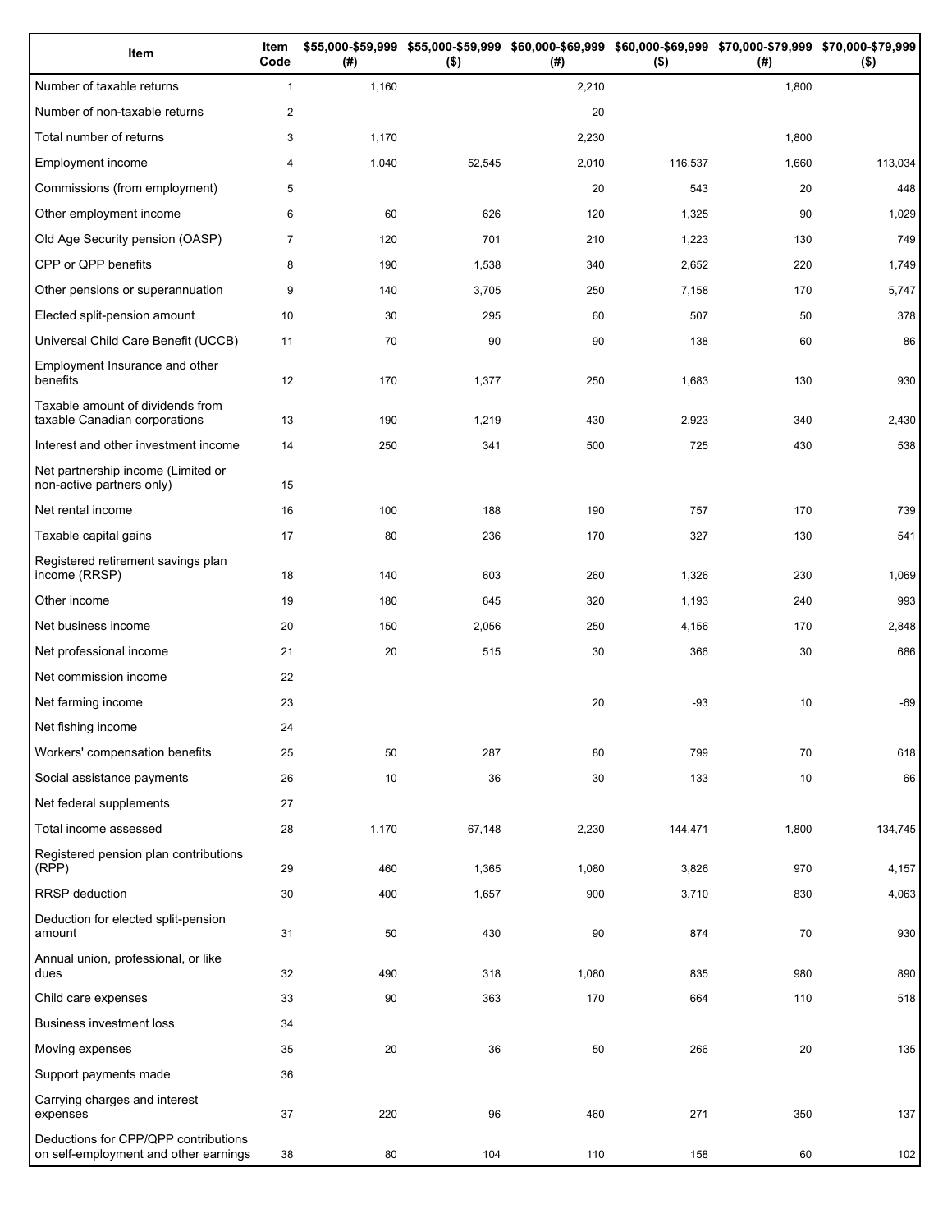| Item | Item Code | $55,000-$59,999 (#) | $55,000-$59,999 ($) | $60,000-$69,999 (#) | $60,000-$69,999 ($) | $70,000-$79,999 (#) | $70,000-$79,999 ($) |
|---|---|---|---|---|---|---|---|
| Number of taxable returns | 1 | 1,160 | | 2,210 | | 1,800 | |
| Number of non-taxable returns | 2 | | | 20 | | | |
| Total number of returns | 3 | 1,170 | | 2,230 | | 1,800 | |
| Employment income | 4 | 1,040 | 52,545 | 2,010 | 116,537 | 1,660 | 113,034 |
| Commissions (from employment) | 5 | | | 20 | 543 | 20 | 448 |
| Other employment income | 6 | 60 | 626 | 120 | 1,325 | 90 | 1,029 |
| Old Age Security pension (OASP) | 7 | 120 | 701 | 210 | 1,223 | 130 | 749 |
| CPP or QPP benefits | 8 | 190 | 1,538 | 340 | 2,652 | 220 | 1,749 |
| Other pensions or superannuation | 9 | 140 | 3,705 | 250 | 7,158 | 170 | 5,747 |
| Elected split-pension amount | 10 | 30 | 295 | 60 | 507 | 50 | 378 |
| Universal Child Care Benefit (UCCB) | 11 | 70 | 90 | 90 | 138 | 60 | 86 |
| Employment Insurance and other benefits | 12 | 170 | 1,377 | 250 | 1,683 | 130 | 930 |
| Taxable amount of dividends from taxable Canadian corporations | 13 | 190 | 1,219 | 430 | 2,923 | 340 | 2,430 |
| Interest and other investment income | 14 | 250 | 341 | 500 | 725 | 430 | 538 |
| Net partnership income (Limited or non-active partners only) | 15 | | | | | | |
| Net rental income | 16 | 100 | 188 | 190 | 757 | 170 | 739 |
| Taxable capital gains | 17 | 80 | 236 | 170 | 327 | 130 | 541 |
| Registered retirement savings plan income (RRSP) | 18 | 140 | 603 | 260 | 1,326 | 230 | 1,069 |
| Other income | 19 | 180 | 645 | 320 | 1,193 | 240 | 993 |
| Net business income | 20 | 150 | 2,056 | 250 | 4,156 | 170 | 2,848 |
| Net professional income | 21 | 20 | 515 | 30 | 366 | 30 | 686 |
| Net commission income | 22 | | | | | | |
| Net farming income | 23 | | | 20 | -93 | 10 | -69 |
| Net fishing income | 24 | | | | | | |
| Workers' compensation benefits | 25 | 50 | 287 | 80 | 799 | 70 | 618 |
| Social assistance payments | 26 | 10 | 36 | 30 | 133 | 10 | 66 |
| Net federal supplements | 27 | | | | | | |
| Total income assessed | 28 | 1,170 | 67,148 | 2,230 | 144,471 | 1,800 | 134,745 |
| Registered pension plan contributions (RPP) | 29 | 460 | 1,365 | 1,080 | 3,826 | 970 | 4,157 |
| RRSP deduction | 30 | 400 | 1,657 | 900 | 3,710 | 830 | 4,063 |
| Deduction for elected split-pension amount | 31 | 50 | 430 | 90 | 874 | 70 | 930 |
| Annual union, professional, or like dues | 32 | 490 | 318 | 1,080 | 835 | 980 | 890 |
| Child care expenses | 33 | 90 | 363 | 170 | 664 | 110 | 518 |
| Business investment loss | 34 | | | | | | |
| Moving expenses | 35 | 20 | 36 | 50 | 266 | 20 | 135 |
| Support payments made | 36 | | | | | | |
| Carrying charges and interest expenses | 37 | 220 | 96 | 460 | 271 | 350 | 137 |
| Deductions for CPP/QPP contributions on self-employment and other earnings | 38 | 80 | 104 | 110 | 158 | 60 | 102 |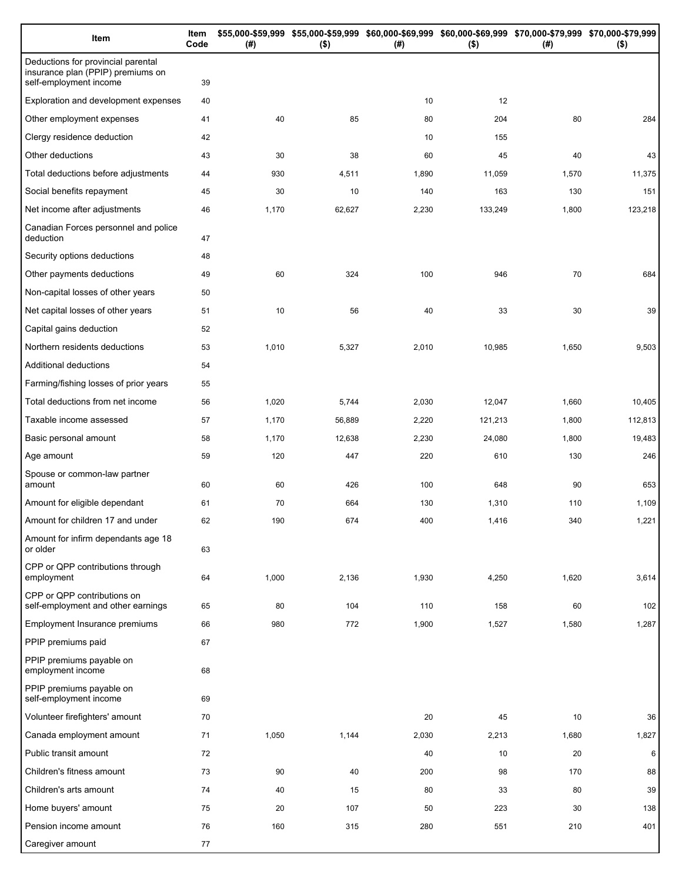| Item | Item Code | $55,000-$59,999 (#) | $55,000-$59,999 ($) | $60,000-$69,999 (#) | $60,000-$69,999 ($) | $70,000-$79,999 (#) | $70,000-$79,999 ($) |
|---|---|---|---|---|---|---|---|
| Deductions for provincial parental insurance plan (PPIP) premiums on self-employment income | 39 | | | | | | |
| Exploration and development expenses | 40 | | | 10 | 12 | | |
| Other employment expenses | 41 | 40 | 85 | 80 | 204 | 80 | 284 |
| Clergy residence deduction | 42 | | | 10 | 155 | | |
| Other deductions | 43 | 30 | 38 | 60 | 45 | 40 | 43 |
| Total deductions before adjustments | 44 | 930 | 4,511 | 1,890 | 11,059 | 1,570 | 11,375 |
| Social benefits repayment | 45 | 30 | 10 | 140 | 163 | 130 | 151 |
| Net income after adjustments | 46 | 1,170 | 62,627 | 2,230 | 133,249 | 1,800 | 123,218 |
| Canadian Forces personnel and police deduction | 47 | | | | | | |
| Security options deductions | 48 | | | | | | |
| Other payments deductions | 49 | 60 | 324 | 100 | 946 | 70 | 684 |
| Non-capital losses of other years | 50 | | | | | | |
| Net capital losses of other years | 51 | 10 | 56 | 40 | 33 | 30 | 39 |
| Capital gains deduction | 52 | | | | | | |
| Northern residents deductions | 53 | 1,010 | 5,327 | 2,010 | 10,985 | 1,650 | 9,503 |
| Additional deductions | 54 | | | | | | |
| Farming/fishing losses of prior years | 55 | | | | | | |
| Total deductions from net income | 56 | 1,020 | 5,744 | 2,030 | 12,047 | 1,660 | 10,405 |
| Taxable income assessed | 57 | 1,170 | 56,889 | 2,220 | 121,213 | 1,800 | 112,813 |
| Basic personal amount | 58 | 1,170 | 12,638 | 2,230 | 24,080 | 1,800 | 19,483 |
| Age amount | 59 | 120 | 447 | 220 | 610 | 130 | 246 |
| Spouse or common-law partner amount | 60 | 60 | 426 | 100 | 648 | 90 | 653 |
| Amount for eligible dependant | 61 | 70 | 664 | 130 | 1,310 | 110 | 1,109 |
| Amount for children 17 and under | 62 | 190 | 674 | 400 | 1,416 | 340 | 1,221 |
| Amount for infirm dependants age 18 or older | 63 | | | | | | |
| CPP or QPP contributions through employment | 64 | 1,000 | 2,136 | 1,930 | 4,250 | 1,620 | 3,614 |
| CPP or QPP contributions on self-employment and other earnings | 65 | 80 | 104 | 110 | 158 | 60 | 102 |
| Employment Insurance premiums | 66 | 980 | 772 | 1,900 | 1,527 | 1,580 | 1,287 |
| PPIP premiums paid | 67 | | | | | | |
| PPIP premiums payable on employment income | 68 | | | | | | |
| PPIP premiums payable on self-employment income | 69 | | | | | | |
| Volunteer firefighters' amount | 70 | | | 20 | 45 | 10 | 36 |
| Canada employment amount | 71 | 1,050 | 1,144 | 2,030 | 2,213 | 1,680 | 1,827 |
| Public transit amount | 72 | | | 40 | 10 | 20 | 6 |
| Children's fitness amount | 73 | 90 | 40 | 200 | 98 | 170 | 88 |
| Children's arts amount | 74 | 40 | 15 | 80 | 33 | 80 | 39 |
| Home buyers' amount | 75 | 20 | 107 | 50 | 223 | 30 | 138 |
| Pension income amount | 76 | 160 | 315 | 280 | 551 | 210 | 401 |
| Caregiver amount | 77 | | | | | | |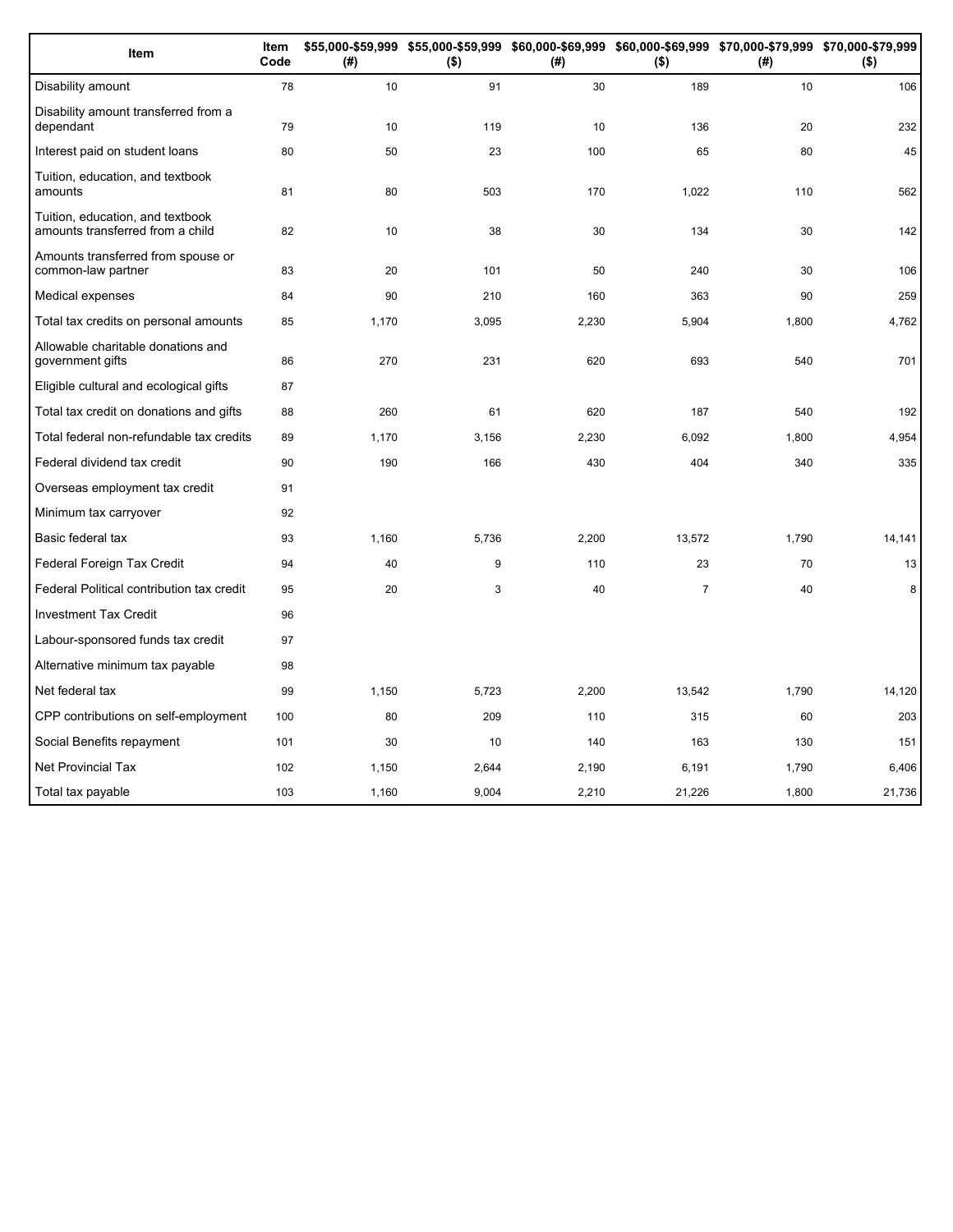| Item | Item Code | $55,000-$59,999 (#) | $55,000-$59,999 ($) | $60,000-$69,999 (#) | $60,000-$69,999 ($) | $70,000-$79,999 (#) | $70,000-$79,999 ($) |
|---|---|---|---|---|---|---|---|
| Disability amount | 78 | 10 | 91 | 30 | 189 | 10 | 106 |
| Disability amount transferred from a dependant | 79 | 10 | 119 | 10 | 136 | 20 | 232 |
| Interest paid on student loans | 80 | 50 | 23 | 100 | 65 | 80 | 45 |
| Tuition, education, and textbook amounts | 81 | 80 | 503 | 170 | 1,022 | 110 | 562 |
| Tuition, education, and textbook amounts transferred from a child | 82 | 10 | 38 | 30 | 134 | 30 | 142 |
| Amounts transferred from spouse or common-law partner | 83 | 20 | 101 | 50 | 240 | 30 | 106 |
| Medical expenses | 84 | 90 | 210 | 160 | 363 | 90 | 259 |
| Total tax credits on personal amounts | 85 | 1,170 | 3,095 | 2,230 | 5,904 | 1,800 | 4,762 |
| Allowable charitable donations and government gifts | 86 | 270 | 231 | 620 | 693 | 540 | 701 |
| Eligible cultural and ecological gifts | 87 | | | | | | |
| Total tax credit on donations and gifts | 88 | 260 | 61 | 620 | 187 | 540 | 192 |
| Total federal non-refundable tax credits | 89 | 1,170 | 3,156 | 2,230 | 6,092 | 1,800 | 4,954 |
| Federal dividend tax credit | 90 | 190 | 166 | 430 | 404 | 340 | 335 |
| Overseas employment tax credit | 91 | | | | | | |
| Minimum tax carryover | 92 | | | | | | |
| Basic federal tax | 93 | 1,160 | 5,736 | 2,200 | 13,572 | 1,790 | 14,141 |
| Federal Foreign Tax Credit | 94 | 40 | 9 | 110 | 23 | 70 | 13 |
| Federal Political contribution tax credit | 95 | 20 | 3 | 40 | 7 | 40 | 8 |
| Investment Tax Credit | 96 | | | | | | |
| Labour-sponsored funds tax credit | 97 | | | | | | |
| Alternative minimum tax payable | 98 | | | | | | |
| Net federal tax | 99 | 1,150 | 5,723 | 2,200 | 13,542 | 1,790 | 14,120 |
| CPP contributions on self-employment | 100 | 80 | 209 | 110 | 315 | 60 | 203 |
| Social Benefits repayment | 101 | 30 | 10 | 140 | 163 | 130 | 151 |
| Net Provincial Tax | 102 | 1,150 | 2,644 | 2,190 | 6,191 | 1,790 | 6,406 |
| Total tax payable | 103 | 1,160 | 9,004 | 2,210 | 21,226 | 1,800 | 21,736 |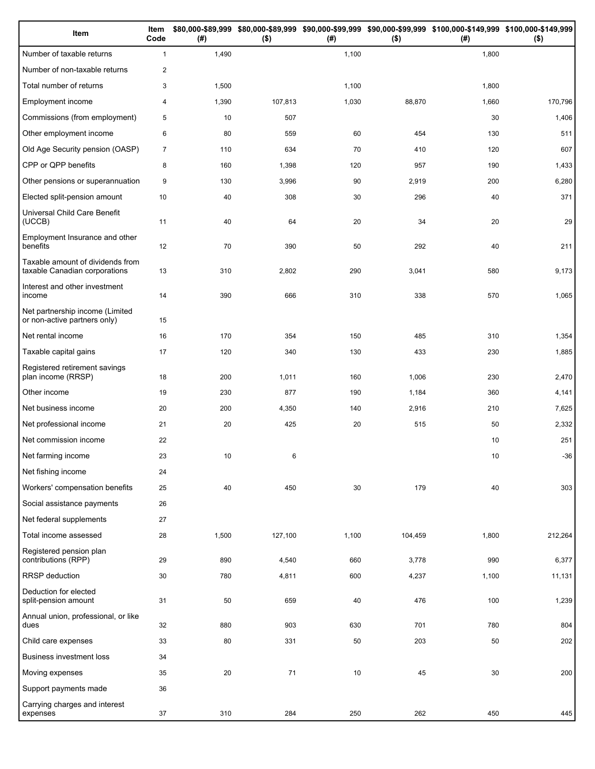| Item | Item Code | $80,000-$89,999 (#) | $80,000-$89,999 ($) | $90,000-$99,999 (#) | $90,000-$99,999 ($) | $100,000-$149,999 (#) | $100,000-$149,999 ($) |
|---|---|---|---|---|---|---|---|
| Number of taxable returns | 1 | 1,490 | | 1,100 | | 1,800 | |
| Number of non-taxable returns | 2 | | | | | | |
| Total number of returns | 3 | 1,500 | | 1,100 | | 1,800 | |
| Employment income | 4 | 1,390 | 107,813 | 1,030 | 88,870 | 1,660 | 170,796 |
| Commissions (from employment) | 5 | 10 | 507 | | | 30 | 1,406 |
| Other employment income | 6 | 80 | 559 | 60 | 454 | 130 | 511 |
| Old Age Security pension (OASP) | 7 | 110 | 634 | 70 | 410 | 120 | 607 |
| CPP or QPP benefits | 8 | 160 | 1,398 | 120 | 957 | 190 | 1,433 |
| Other pensions or superannuation | 9 | 130 | 3,996 | 90 | 2,919 | 200 | 6,280 |
| Elected split-pension amount | 10 | 40 | 308 | 30 | 296 | 40 | 371 |
| Universal Child Care Benefit (UCCB) | 11 | 40 | 64 | 20 | 34 | 20 | 29 |
| Employment Insurance and other benefits | 12 | 70 | 390 | 50 | 292 | 40 | 211 |
| Taxable amount of dividends from taxable Canadian corporations | 13 | 310 | 2,802 | 290 | 3,041 | 580 | 9,173 |
| Interest and other investment income | 14 | 390 | 666 | 310 | 338 | 570 | 1,065 |
| Net partnership income (Limited or non-active partners only) | 15 | | | | | | |
| Net rental income | 16 | 170 | 354 | 150 | 485 | 310 | 1,354 |
| Taxable capital gains | 17 | 120 | 340 | 130 | 433 | 230 | 1,885 |
| Registered retirement savings plan income (RRSP) | 18 | 200 | 1,011 | 160 | 1,006 | 230 | 2,470 |
| Other income | 19 | 230 | 877 | 190 | 1,184 | 360 | 4,141 |
| Net business income | 20 | 200 | 4,350 | 140 | 2,916 | 210 | 7,625 |
| Net professional income | 21 | 20 | 425 | 20 | 515 | 50 | 2,332 |
| Net commission income | 22 | | | | | 10 | 251 |
| Net farming income | 23 | 10 | 6 | | | 10 | -36 |
| Net fishing income | 24 | | | | | | |
| Workers' compensation benefits | 25 | 40 | 450 | 30 | 179 | 40 | 303 |
| Social assistance payments | 26 | | | | | | |
| Net federal supplements | 27 | | | | | | |
| Total income assessed | 28 | 1,500 | 127,100 | 1,100 | 104,459 | 1,800 | 212,264 |
| Registered pension plan contributions (RPP) | 29 | 890 | 4,540 | 660 | 3,778 | 990 | 6,377 |
| RRSP deduction | 30 | 780 | 4,811 | 600 | 4,237 | 1,100 | 11,131 |
| Deduction for elected split-pension amount | 31 | 50 | 659 | 40 | 476 | 100 | 1,239 |
| Annual union, professional, or like dues | 32 | 880 | 903 | 630 | 701 | 780 | 804 |
| Child care expenses | 33 | 80 | 331 | 50 | 203 | 50 | 202 |
| Business investment loss | 34 | | | | | | |
| Moving expenses | 35 | 20 | 71 | 10 | 45 | 30 | 200 |
| Support payments made | 36 | | | | | | |
| Carrying charges and interest expenses | 37 | 310 | 284 | 250 | 262 | 450 | 445 |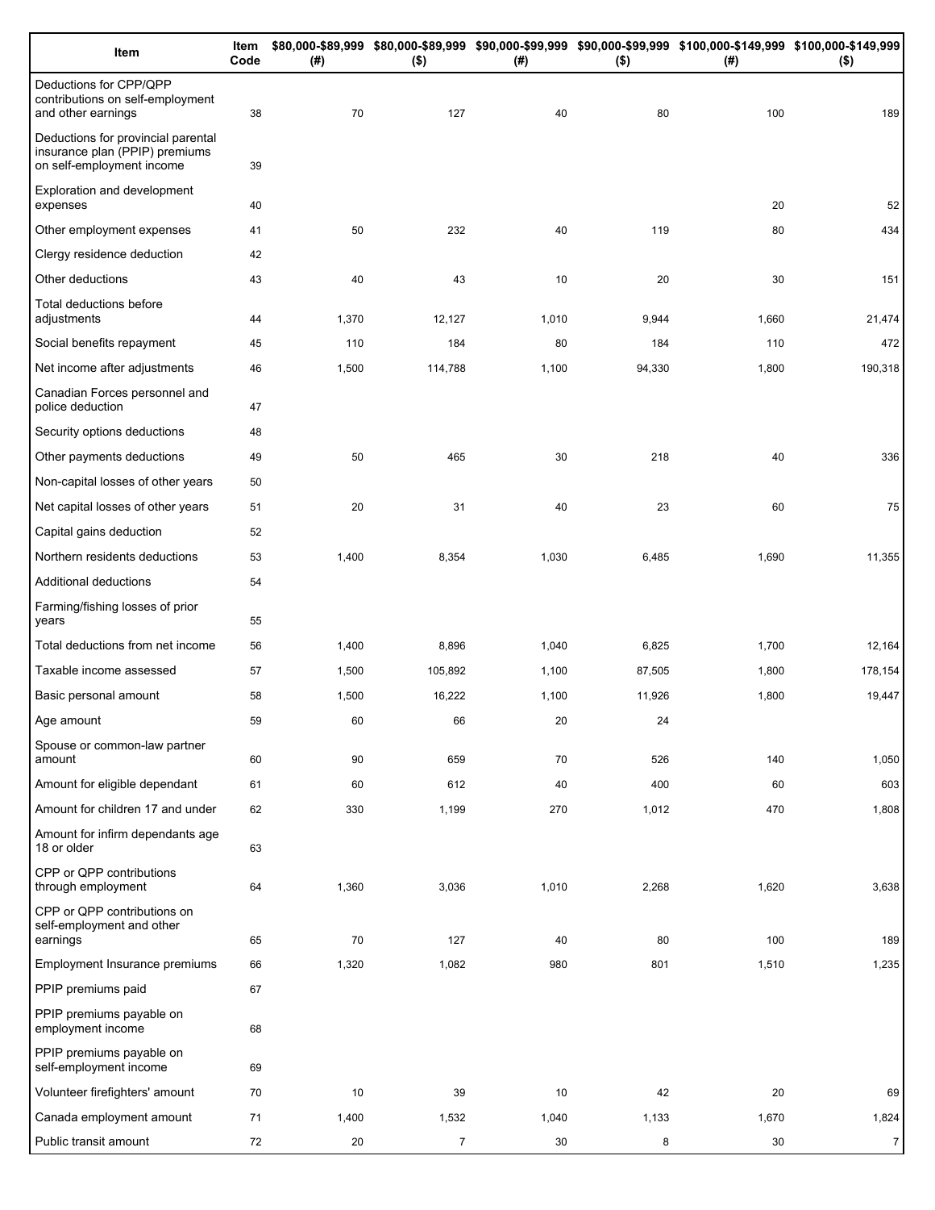| Item | Item Code | $80,000-$89,999 (#) | $80,000-$89,999 ($) | $90,000-$99,999 (#) | $90,000-$99,999 ($) | $100,000-$149,999 (#) | $100,000-$149,999 ($) |
|---|---|---|---|---|---|---|---|
| Deductions for CPP/QPP contributions on self-employment and other earnings | 38 | 70 | 127 | 40 | 80 | 100 | 189 |
| Deductions for provincial parental insurance plan (PPIP) premiums on self-employment income | 39 | | | | | | |
| Exploration and development expenses | 40 | | | | | 20 | 52 |
| Other employment expenses | 41 | 50 | 232 | 40 | 119 | 80 | 434 |
| Clergy residence deduction | 42 | | | | | | |
| Other deductions | 43 | 40 | 43 | 10 | 20 | 30 | 151 |
| Total deductions before adjustments | 44 | 1,370 | 12,127 | 1,010 | 9,944 | 1,660 | 21,474 |
| Social benefits repayment | 45 | 110 | 184 | 80 | 184 | 110 | 472 |
| Net income after adjustments | 46 | 1,500 | 114,788 | 1,100 | 94,330 | 1,800 | 190,318 |
| Canadian Forces personnel and police deduction | 47 | | | | | | |
| Security options deductions | 48 | | | | | | |
| Other payments deductions | 49 | 50 | 465 | 30 | 218 | 40 | 336 |
| Non-capital losses of other years | 50 | | | | | | |
| Net capital losses of other years | 51 | 20 | 31 | 40 | 23 | 60 | 75 |
| Capital gains deduction | 52 | | | | | | |
| Northern residents deductions | 53 | 1,400 | 8,354 | 1,030 | 6,485 | 1,690 | 11,355 |
| Additional deductions | 54 | | | | | | |
| Farming/fishing losses of prior years | 55 | | | | | | |
| Total deductions from net income | 56 | 1,400 | 8,896 | 1,040 | 6,825 | 1,700 | 12,164 |
| Taxable income assessed | 57 | 1,500 | 105,892 | 1,100 | 87,505 | 1,800 | 178,154 |
| Basic personal amount | 58 | 1,500 | 16,222 | 1,100 | 11,926 | 1,800 | 19,447 |
| Age amount | 59 | 60 | 66 | 20 | 24 | | |
| Spouse or common-law partner amount | 60 | 90 | 659 | 70 | 526 | 140 | 1,050 |
| Amount for eligible dependant | 61 | 60 | 612 | 40 | 400 | 60 | 603 |
| Amount for children 17 and under | 62 | 330 | 1,199 | 270 | 1,012 | 470 | 1,808 |
| Amount for infirm dependants age 18 or older | 63 | | | | | | |
| CPP or QPP contributions through employment | 64 | 1,360 | 3,036 | 1,010 | 2,268 | 1,620 | 3,638 |
| CPP or QPP contributions on self-employment and other earnings | 65 | 70 | 127 | 40 | 80 | 100 | 189 |
| Employment Insurance premiums | 66 | 1,320 | 1,082 | 980 | 801 | 1,510 | 1,235 |
| PPIP premiums paid | 67 | | | | | | |
| PPIP premiums payable on employment income | 68 | | | | | | |
| PPIP premiums payable on self-employment income | 69 | | | | | | |
| Volunteer firefighters' amount | 70 | 10 | 39 | 10 | 42 | 20 | 69 |
| Canada employment amount | 71 | 1,400 | 1,532 | 1,040 | 1,133 | 1,670 | 1,824 |
| Public transit amount | 72 | 20 | 7 | 30 | 8 | 30 | 7 |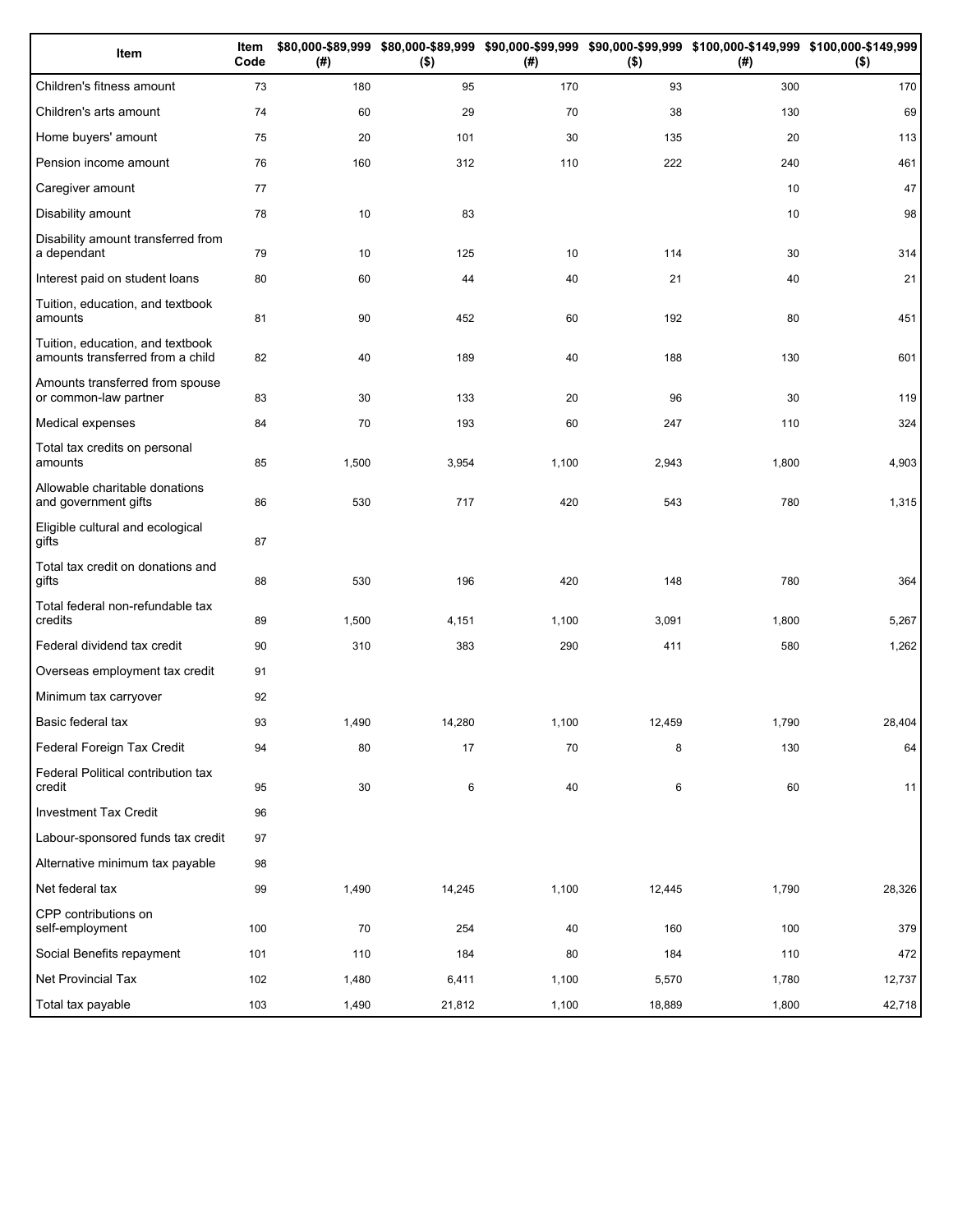| Item | Item Code | $80,000-$89,999 (#) | $80,000-$89,999 ($) | $90,000-$99,999 (#) | $90,000-$99,999 ($) | $100,000-$149,999 (#) | $100,000-$149,999 ($) |
|---|---|---|---|---|---|---|---|
| Children's fitness amount | 73 | 180 | 95 | 170 | 93 | 300 | 170 |
| Children's arts amount | 74 | 60 | 29 | 70 | 38 | 130 | 69 |
| Home buyers' amount | 75 | 20 | 101 | 30 | 135 | 20 | 113 |
| Pension income amount | 76 | 160 | 312 | 110 | 222 | 240 | 461 |
| Caregiver amount | 77 | | | | | 10 | 47 |
| Disability amount | 78 | 10 | 83 | | | 10 | 98 |
| Disability amount transferred from a dependant | 79 | 10 | 125 | 10 | 114 | 30 | 314 |
| Interest paid on student loans | 80 | 60 | 44 | 40 | 21 | 40 | 21 |
| Tuition, education, and textbook amounts | 81 | 90 | 452 | 60 | 192 | 80 | 451 |
| Tuition, education, and textbook amounts transferred from a child | 82 | 40 | 189 | 40 | 188 | 130 | 601 |
| Amounts transferred from spouse or common-law partner | 83 | 30 | 133 | 20 | 96 | 30 | 119 |
| Medical expenses | 84 | 70 | 193 | 60 | 247 | 110 | 324 |
| Total tax credits on personal amounts | 85 | 1,500 | 3,954 | 1,100 | 2,943 | 1,800 | 4,903 |
| Allowable charitable donations and government gifts | 86 | 530 | 717 | 420 | 543 | 780 | 1,315 |
| Eligible cultural and ecological gifts | 87 | | | | | | |
| Total tax credit on donations and gifts | 88 | 530 | 196 | 420 | 148 | 780 | 364 |
| Total federal non-refundable tax credits | 89 | 1,500 | 4,151 | 1,100 | 3,091 | 1,800 | 5,267 |
| Federal dividend tax credit | 90 | 310 | 383 | 290 | 411 | 580 | 1,262 |
| Overseas employment tax credit | 91 | | | | | | |
| Minimum tax carryover | 92 | | | | | | |
| Basic federal tax | 93 | 1,490 | 14,280 | 1,100 | 12,459 | 1,790 | 28,404 |
| Federal Foreign Tax Credit | 94 | 80 | 17 | 70 | 8 | 130 | 64 |
| Federal Political contribution tax credit | 95 | 30 | 6 | 40 | 6 | 60 | 11 |
| Investment Tax Credit | 96 | | | | | | |
| Labour-sponsored funds tax credit | 97 | | | | | | |
| Alternative minimum tax payable | 98 | | | | | | |
| Net federal tax | 99 | 1,490 | 14,245 | 1,100 | 12,445 | 1,790 | 28,326 |
| CPP contributions on self-employment | 100 | 70 | 254 | 40 | 160 | 100 | 379 |
| Social Benefits repayment | 101 | 110 | 184 | 80 | 184 | 110 | 472 |
| Net Provincial Tax | 102 | 1,480 | 6,411 | 1,100 | 5,570 | 1,780 | 12,737 |
| Total tax payable | 103 | 1,490 | 21,812 | 1,100 | 18,889 | 1,800 | 42,718 |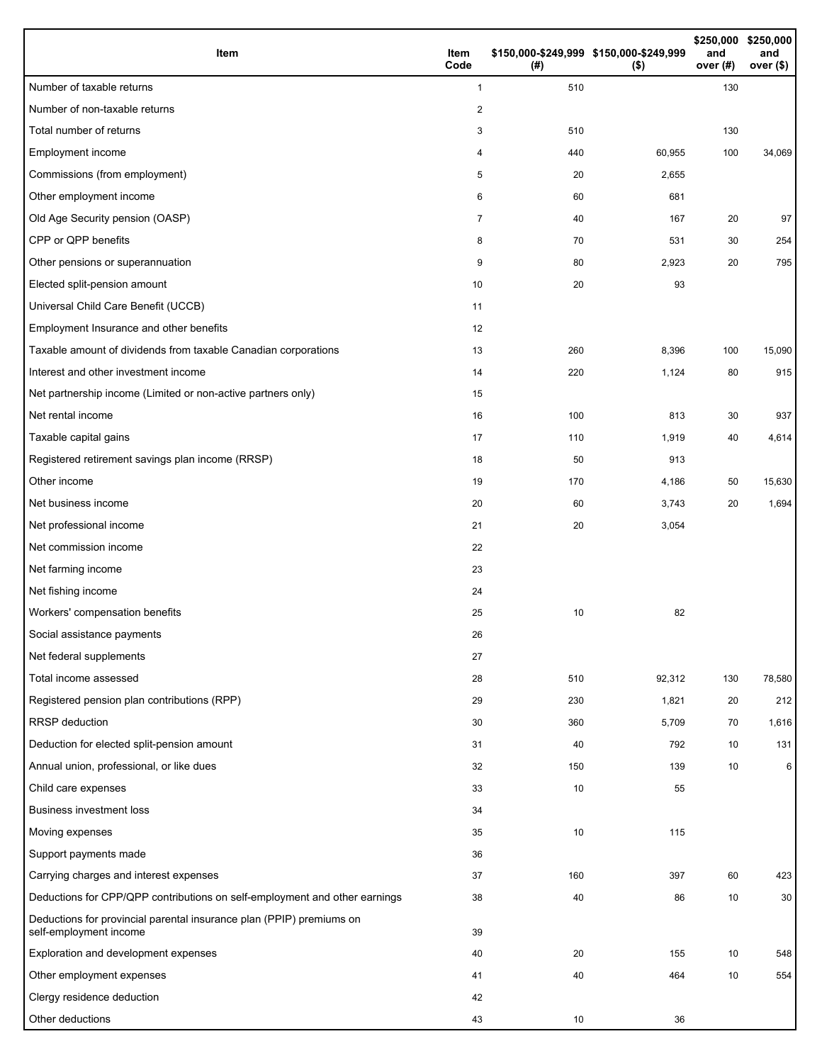| Item | Item Code | $150,000-$249,999 (#) | $150,000-$249,999 ($) | $250,000 and over (#) | $250,000 and over ($) |
| --- | --- | --- | --- | --- | --- |
| Number of taxable returns | 1 | 510 | | 130 | |
| Number of non-taxable returns | 2 | | | | |
| Total number of returns | 3 | 510 | | 130 | |
| Employment income | 4 | 440 | 60,955 | 100 | 34,069 |
| Commissions (from employment) | 5 | 20 | 2,655 | | |
| Other employment income | 6 | 60 | 681 | | |
| Old Age Security pension (OASP) | 7 | 40 | 167 | 20 | 97 |
| CPP or QPP benefits | 8 | 70 | 531 | 30 | 254 |
| Other pensions or superannuation | 9 | 80 | 2,923 | 20 | 795 |
| Elected split-pension amount | 10 | 20 | 93 | | |
| Universal Child Care Benefit (UCCB) | 11 | | | | |
| Employment Insurance and other benefits | 12 | | | | |
| Taxable amount of dividends from taxable Canadian corporations | 13 | 260 | 8,396 | 100 | 15,090 |
| Interest and other investment income | 14 | 220 | 1,124 | 80 | 915 |
| Net partnership income (Limited or non-active partners only) | 15 | | | | |
| Net rental income | 16 | 100 | 813 | 30 | 937 |
| Taxable capital gains | 17 | 110 | 1,919 | 40 | 4,614 |
| Registered retirement savings plan income (RRSP) | 18 | 50 | 913 | | |
| Other income | 19 | 170 | 4,186 | 50 | 15,630 |
| Net business income | 20 | 60 | 3,743 | 20 | 1,694 |
| Net professional income | 21 | 20 | 3,054 | | |
| Net commission income | 22 | | | | |
| Net farming income | 23 | | | | |
| Net fishing income | 24 | | | | |
| Workers' compensation benefits | 25 | 10 | 82 | | |
| Social assistance payments | 26 | | | | |
| Net federal supplements | 27 | | | | |
| Total income assessed | 28 | 510 | 92,312 | 130 | 78,580 |
| Registered pension plan contributions (RPP) | 29 | 230 | 1,821 | 20 | 212 |
| RRSP deduction | 30 | 360 | 5,709 | 70 | 1,616 |
| Deduction for elected split-pension amount | 31 | 40 | 792 | 10 | 131 |
| Annual union, professional, or like dues | 32 | 150 | 139 | 10 | 6 |
| Child care expenses | 33 | 10 | 55 | | |
| Business investment loss | 34 | | | | |
| Moving expenses | 35 | 10 | 115 | | |
| Support payments made | 36 | | | | |
| Carrying charges and interest expenses | 37 | 160 | 397 | 60 | 423 |
| Deductions for CPP/QPP contributions on self-employment and other earnings | 38 | 40 | 86 | 10 | 30 |
| Deductions for provincial parental insurance plan (PPIP) premiums on self-employment income | 39 | | | | |
| Exploration and development expenses | 40 | 20 | 155 | 10 | 548 |
| Other employment expenses | 41 | 40 | 464 | 10 | 554 |
| Clergy residence deduction | 42 | | | | |
| Other deductions | 43 | 10 | 36 | | |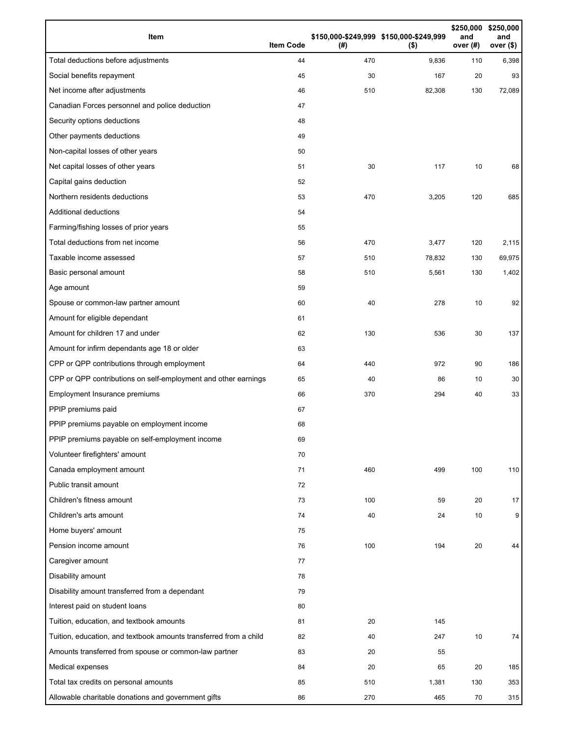| Item | Item Code | $150,000-$249,999 (#) | $150,000-$249,999 ($) | $250,000 and over (#) | $250,000 and over ($) |
|---|---|---|---|---|---|
| Total deductions before adjustments | 44 | 470 | 9,836 | 110 | 6,398 |
| Social benefits repayment | 45 | 30 | 167 | 20 | 93 |
| Net income after adjustments | 46 | 510 | 82,308 | 130 | 72,089 |
| Canadian Forces personnel and police deduction | 47 | | | | |
| Security options deductions | 48 | | | | |
| Other payments deductions | 49 | | | | |
| Non-capital losses of other years | 50 | | | | |
| Net capital losses of other years | 51 | 30 | 117 | 10 | 68 |
| Capital gains deduction | 52 | | | | |
| Northern residents deductions | 53 | 470 | 3,205 | 120 | 685 |
| Additional deductions | 54 | | | | |
| Farming/fishing losses of prior years | 55 | | | | |
| Total deductions from net income | 56 | 470 | 3,477 | 120 | 2,115 |
| Taxable income assessed | 57 | 510 | 78,832 | 130 | 69,975 |
| Basic personal amount | 58 | 510 | 5,561 | 130 | 1,402 |
| Age amount | 59 | | | | |
| Spouse or common-law partner amount | 60 | 40 | 278 | 10 | 92 |
| Amount for eligible dependant | 61 | | | | |
| Amount for children 17 and under | 62 | 130 | 536 | 30 | 137 |
| Amount for infirm dependants age 18 or older | 63 | | | | |
| CPP or QPP contributions through employment | 64 | 440 | 972 | 90 | 186 |
| CPP or QPP contributions on self-employment and other earnings | 65 | 40 | 86 | 10 | 30 |
| Employment Insurance premiums | 66 | 370 | 294 | 40 | 33 |
| PPIP premiums paid | 67 | | | | |
| PPIP premiums payable on employment income | 68 | | | | |
| PPIP premiums payable on self-employment income | 69 | | | | |
| Volunteer firefighters' amount | 70 | | | | |
| Canada employment amount | 71 | 460 | 499 | 100 | 110 |
| Public transit amount | 72 | | | | |
| Children's fitness amount | 73 | 100 | 59 | 20 | 17 |
| Children's arts amount | 74 | 40 | 24 | 10 | 9 |
| Home buyers' amount | 75 | | | | |
| Pension income amount | 76 | 100 | 194 | 20 | 44 |
| Caregiver amount | 77 | | | | |
| Disability amount | 78 | | | | |
| Disability amount transferred from a dependant | 79 | | | | |
| Interest paid on student loans | 80 | | | | |
| Tuition, education, and textbook amounts | 81 | 20 | 145 | | |
| Tuition, education, and textbook amounts transferred from a child | 82 | 40 | 247 | 10 | 74 |
| Amounts transferred from spouse or common-law partner | 83 | 20 | 55 | | |
| Medical expenses | 84 | 20 | 65 | 20 | 185 |
| Total tax credits on personal amounts | 85 | 510 | 1,381 | 130 | 353 |
| Allowable charitable donations and government gifts | 86 | 270 | 465 | 70 | 315 |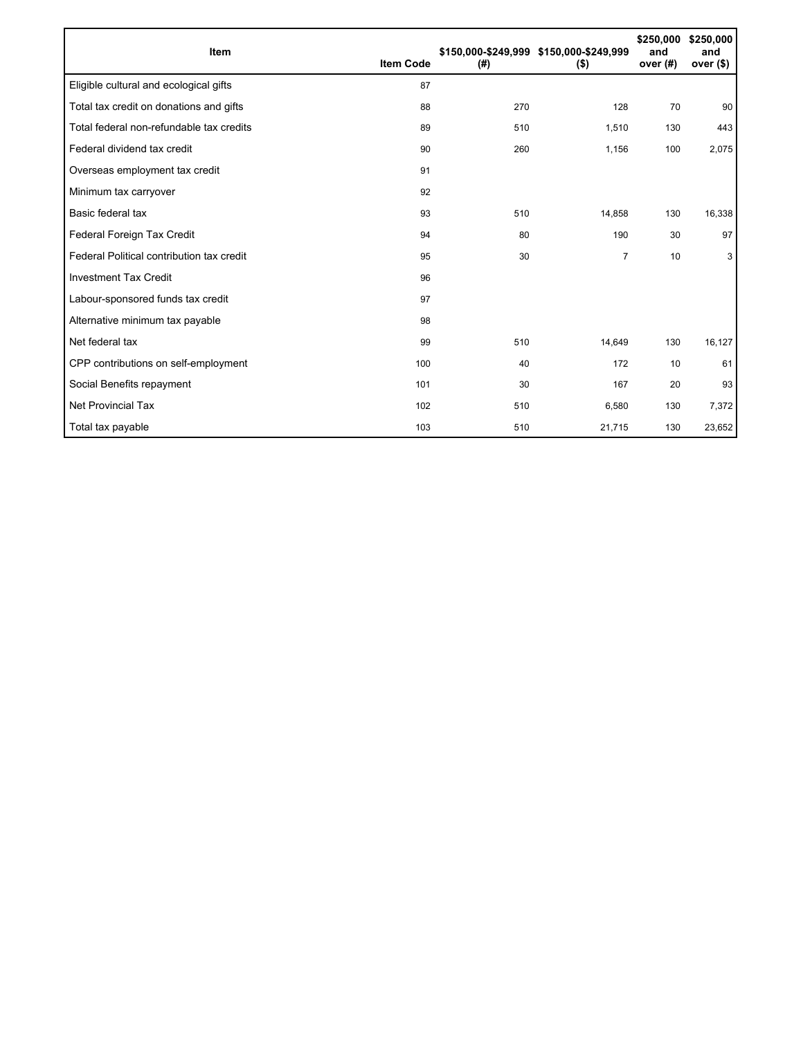| Item | Item Code | $150,000-$249,999 (#) | $150,000-$249,999 ($) | $250,000 and over (#) | $250,000 and over ($) |
|---|---|---|---|---|---|
| Eligible cultural and ecological gifts | 87 | | | | |
| Total tax credit on donations and gifts | 88 | 270 | 128 | 70 | 90 |
| Total federal non-refundable tax credits | 89 | 510 | 1,510 | 130 | 443 |
| Federal dividend tax credit | 90 | 260 | 1,156 | 100 | 2,075 |
| Overseas employment tax credit | 91 | | | | |
| Minimum tax carryover | 92 | | | | |
| Basic federal tax | 93 | 510 | 14,858 | 130 | 16,338 |
| Federal Foreign Tax Credit | 94 | 80 | 190 | 30 | 97 |
| Federal Political contribution tax credit | 95 | 30 | 7 | 10 | 3 |
| Investment Tax Credit | 96 | | | | |
| Labour-sponsored funds tax credit | 97 | | | | |
| Alternative minimum tax payable | 98 | | | | |
| Net federal tax | 99 | 510 | 14,649 | 130 | 16,127 |
| CPP contributions on self-employment | 100 | 40 | 172 | 10 | 61 |
| Social Benefits repayment | 101 | 30 | 167 | 20 | 93 |
| Net Provincial Tax | 102 | 510 | 6,580 | 130 | 7,372 |
| Total tax payable | 103 | 510 | 21,715 | 130 | 23,652 |